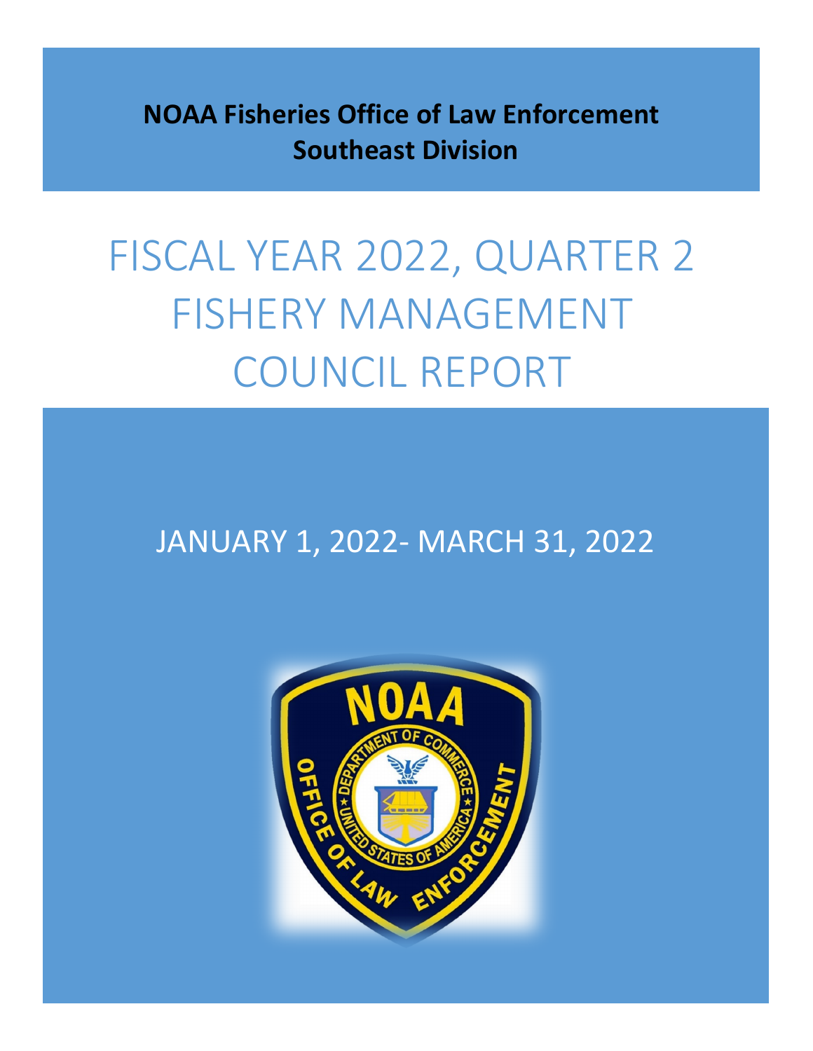**NOAA Fisheries Office of Law Enforcement**
**Southeast Division**

# FISCAL YEAR 2022, QUARTER 2 FISHERY MANAGEMENT COUNCIL REPORT

JANUARY 1, 2022- MARCH 31, 2022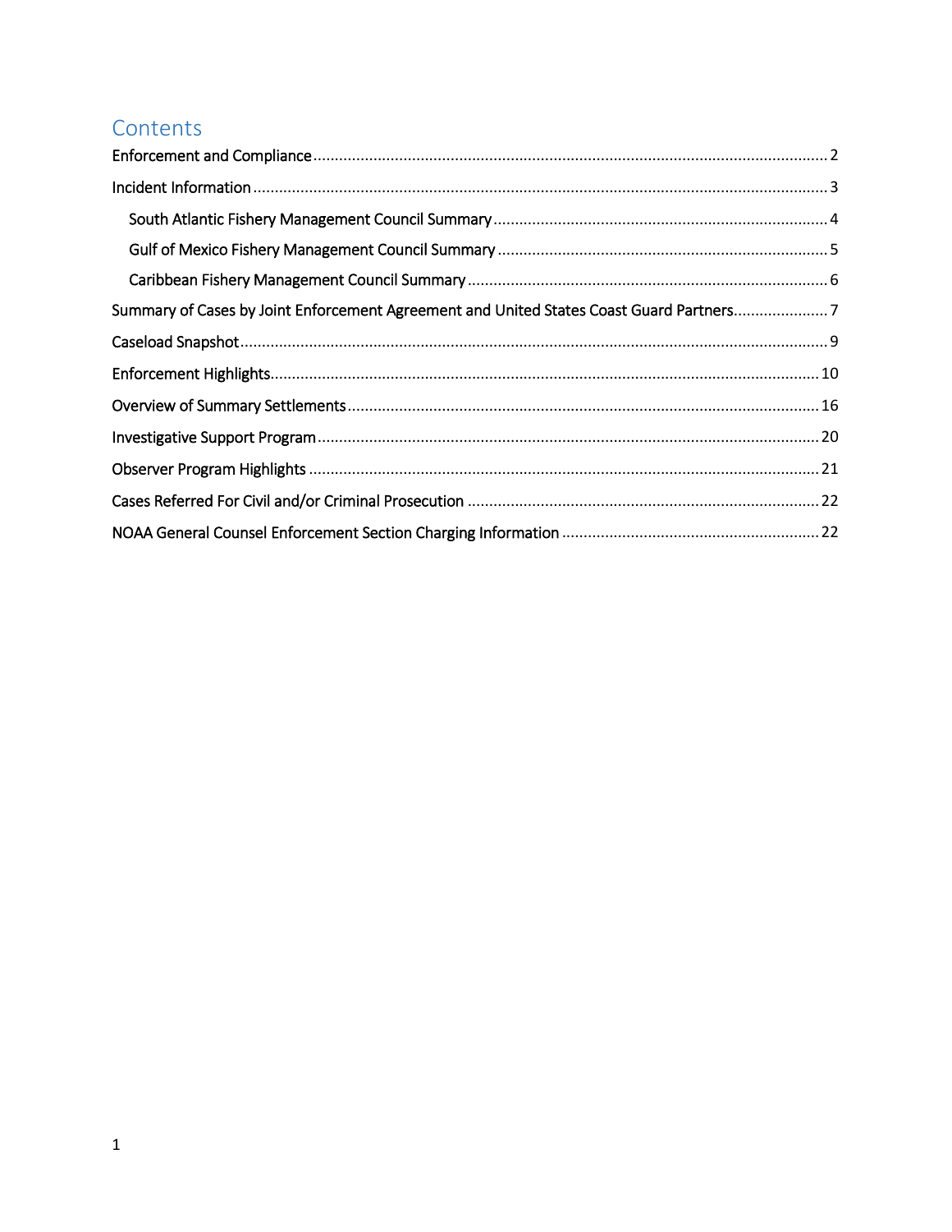# Contents

Enforcement and Compliance ........................................................................................................ 2

Incident Information ...................................................................................................................... 3

- South Atlantic Fishery Management Council Summary ............................................................ 4
- Gulf of Mexico Fishery Management Council Summary ............................................................ 5
- Caribbean Fishery Management Council Summary .................................................................. 6

Summary of Cases by Joint Enforcement Agreement and United States Coast Guard Partners...................... 7

Caseload Snapshot ........................................................................................................................ 9

Enforcement Highlights................................................................................................................ 10

Overview of Summary Settlements .............................................................................................. 16

Investigative Support Program .................................................................................................... 20

Observer Program Highlights ....................................................................................................... 21

Cases Referred For Civil and/or Criminal Prosecution ................................................................... 22

NOAA General Counsel Enforcement Section Charging Information ............................................. 22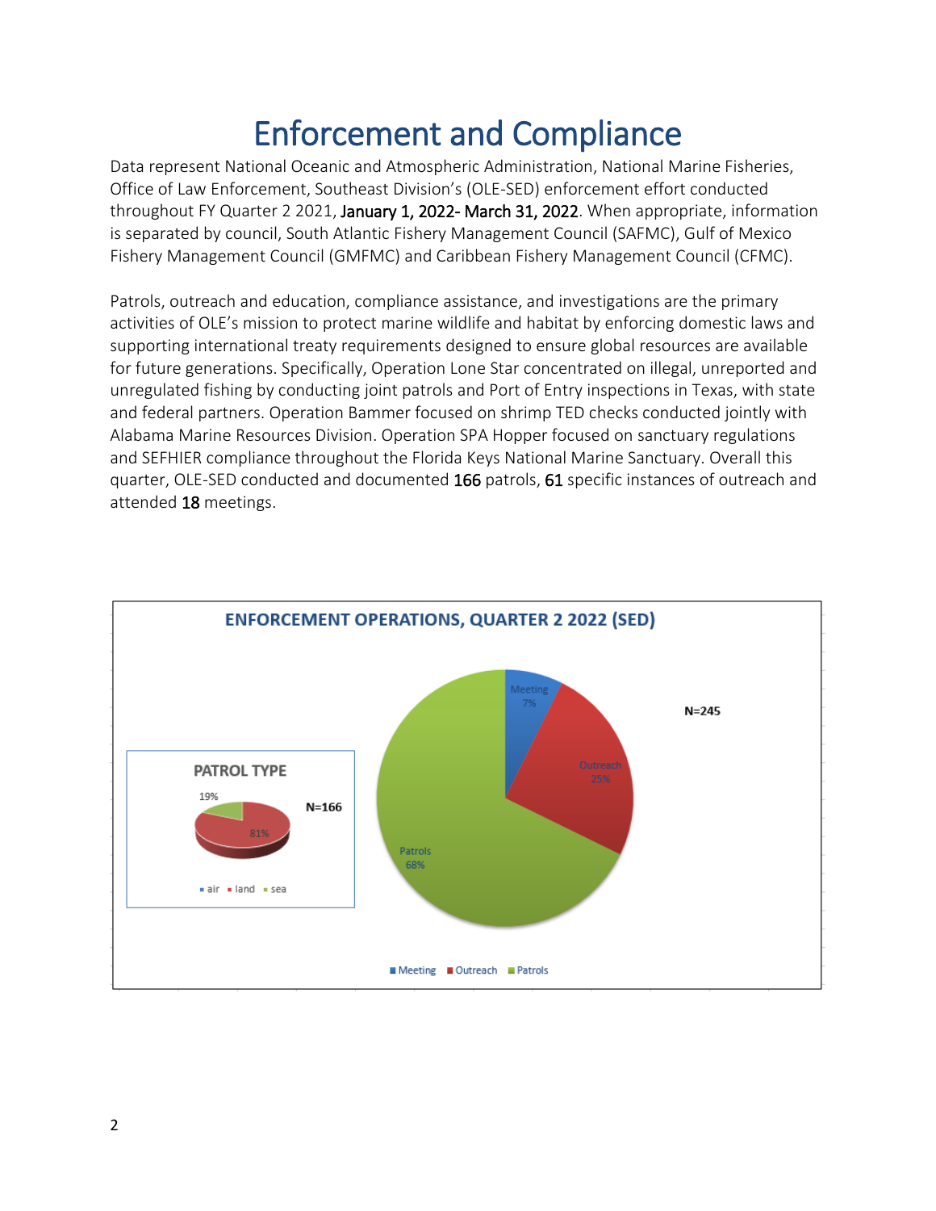# Enforcement and Compliance

Data represent National Oceanic and Atmospheric Administration, National Marine Fisheries, Office of Law Enforcement, Southeast Division's (OLE-SED) enforcement effort conducted throughout FY Quarter 2 2021, January 1, 2022- March 31, 2022. When appropriate, information is separated by council, South Atlantic Fishery Management Council (SAFMC), Gulf of Mexico Fishery Management Council (GMFMC) and Caribbean Fishery Management Council (CFMC).

Patrols, outreach and education, compliance assistance, and investigations are the primary activities of OLE's mission to protect marine wildlife and habitat by enforcing domestic laws and supporting international treaty requirements designed to ensure global resources are available for future generations. Specifically, Operation Lone Star concentrated on illegal, unreported and unregulated fishing by conducting joint patrols and Port of Entry inspections in Texas, with state and federal partners. Operation Bammer focused on shrimp TED checks conducted jointly with Alabama Marine Resources Division. Operation SPA Hopper focused on sanctuary regulations and SEFHIER compliance throughout the Florida Keys National Marine Sanctuary. Overall this quarter, OLE-SED conducted and documented 166 patrols, 61 specific instances of outreach and attended 18 meetings.

**ENFORCEMENT OPERATIONS, QUARTER 2 2022 (SED)**

N=245

| Category | Percent |
|---|---|
| Meeting | 7% |
| Outreach | 25% |
| Patrols | 68% |

**PATROL TYPE**

N=166

| Type | Percent |
|---|---|
| air | |
| land | 81% |
| sea | 19% |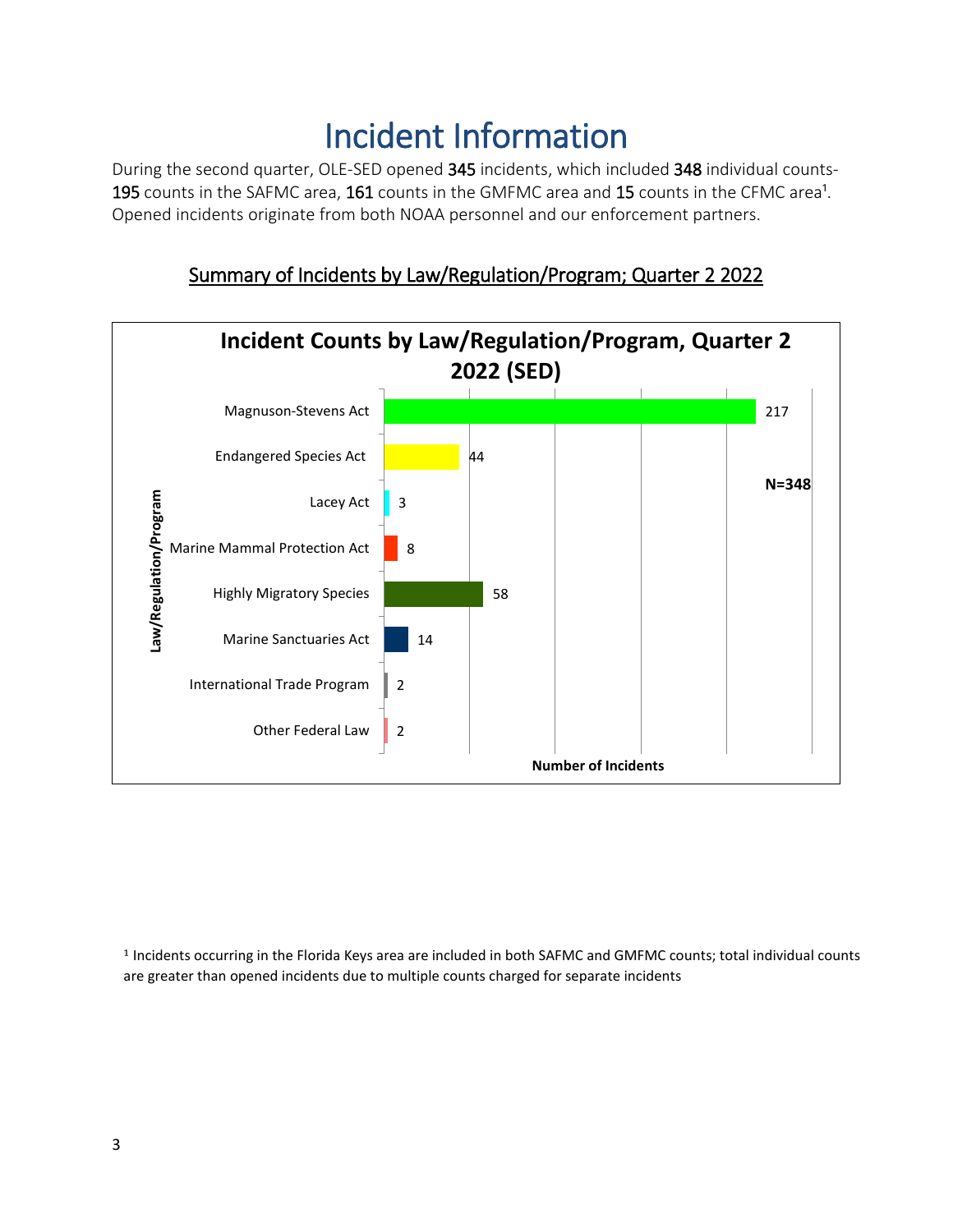# Incident Information

During the second quarter, OLE-SED opened **345** incidents, which included **348** individual counts- **195** counts in the SAFMC area, **161** counts in the GMFMC area and **15** counts in the CFMC area[1]. Opened incidents originate from both NOAA personnel and our enforcement partners.

## Summary of Incidents by Law/Regulation/Program; Quarter 2 2022

**Incident Counts by Law/Regulation/Program, Quarter 2 2022 (SED)**

| Law/Regulation/Program | Number of Incidents |
| --- | --- |
| Magnuson-Stevens Act | 217 |
| Endangered Species Act | 44 |
| Lacey Act | 3 |
| Marine Mammal Protection Act | 8 |
| Highly Migratory Species | 58 |
| Marine Sanctuaries Act | 14 |
| International Trade Program | 2 |
| Other Federal Law | 2 |

N=348

[1] Incidents occurring in the Florida Keys area are included in both SAFMC and GMFMC counts; total individual counts are greater than opened incidents due to multiple counts charged for separate incidents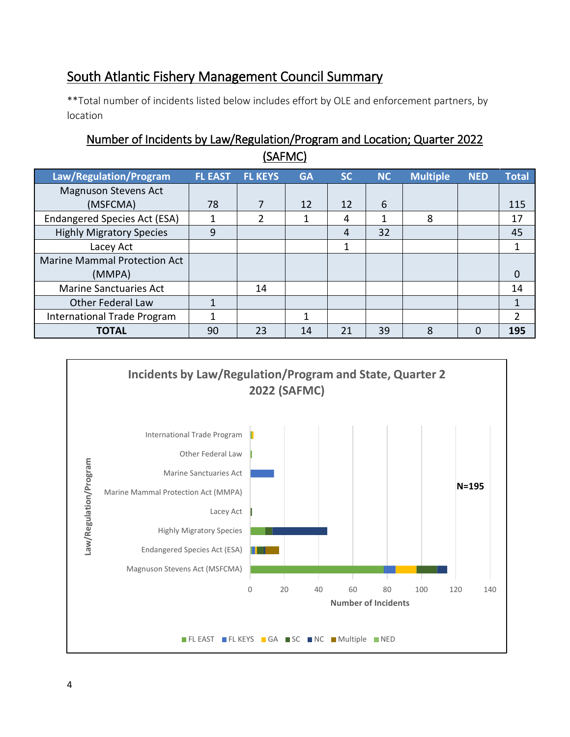## South Atlantic Fishery Management Council Summary

**Total number of incidents listed below includes effort by OLE and enforcement partners, by location

### Number of Incidents by Law/Regulation/Program and Location; Quarter 2022 (SAFMC)

| Law/Regulation/Program | FL EAST | FL KEYS | GA | SC | NC | Multiple | NED | Total |
|---|---|---|---|---|---|---|---|---|
| Magnuson Stevens Act (MSFCMA) | 78 | 7 | 12 | 12 | 6 | | | 115 |
| Endangered Species Act (ESA) | 1 | 2 | 1 | 4 | 1 | 8 | | 17 |
| Highly Migratory Species | 9 | | | 4 | 32 | | | 45 |
| Lacey Act | | | | 1 | | | | 1 |
| Marine Mammal Protection Act (MMPA) | | | | | | | | 0 |
| Marine Sanctuaries Act | | 14 | | | | | | 14 |
| Other Federal Law | 1 | | | | | | | 1 |
| International Trade Program | 1 | | 1 | | | | | 2 |
| **TOTAL** | 90 | 23 | 14 | 21 | 39 | 8 | 0 | **195** |

**Incidents by Law/Regulation/Program and State, Quarter 2 2022 (SAFMC)**

Law/Regulation/Program: International Trade Program, Other Federal Law, Marine Sanctuaries Act, Marine Mammal Protection Act (MMPA), Lacey Act, Highly Migratory Species, Endangered Species Act (ESA), Magnuson Stevens Act (MSFCMA)

Number of Incidents: 0, 20, 40, 60, 80, 100, 120, 140

N=195

Legend: FL EAST, FL KEYS, GA, SC, NC, Multiple, NED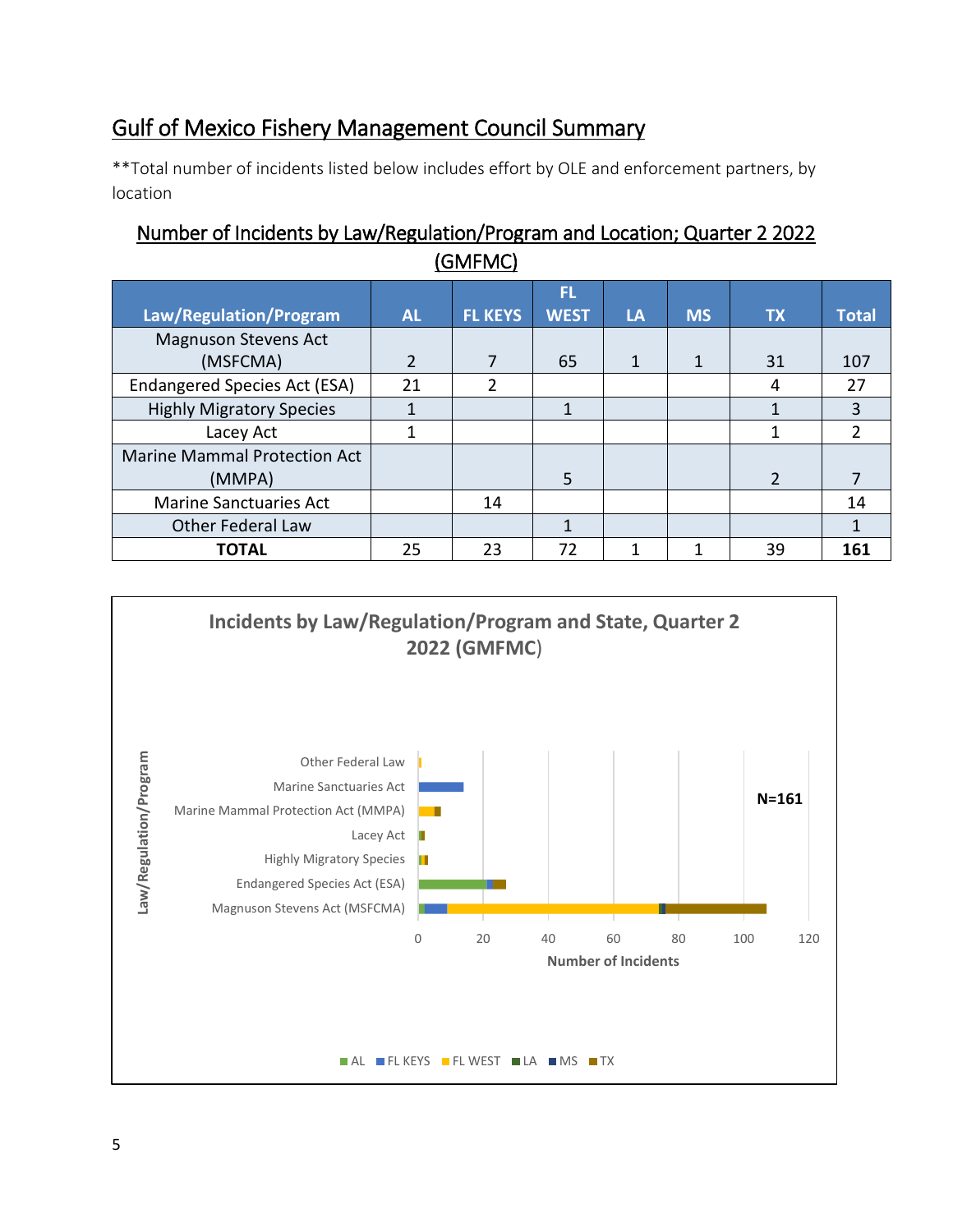## Gulf of Mexico Fishery Management Council Summary

**Total number of incidents listed below includes effort by OLE and enforcement partners, by location

### Number of Incidents by Law/Regulation/Program and Location; Quarter 2 2022 (GMFMC)

| Law/Regulation/Program | AL | FL KEYS | FL WEST | LA | MS | TX | Total |
|---|---|---|---|---|---|---|---|
| Magnuson Stevens Act (MSFCMA) | 2 | 7 | 65 | 1 | 1 | 31 | 107 |
| Endangered Species Act (ESA) | 21 | 2 | | | | 4 | 27 |
| Highly Migratory Species | 1 | | 1 | | | 1 | 3 |
| Lacey Act | 1 | | | | | 1 | 2 |
| Marine Mammal Protection Act (MMPA) | | | 5 | | | 2 | 7 |
| Marine Sanctuaries Act | | 14 | | | | | 14 |
| Other Federal Law | | | 1 | | | | 1 |
| **TOTAL** | 25 | 23 | 72 | 1 | 1 | 39 | **161** |

**Incidents by Law/Regulation/Program and State, Quarter 2 2022 (GMFMC)**

N=161

Law/Regulation/Program: Other Federal Law; Marine Sanctuaries Act; Marine Mammal Protection Act (MMPA); Lacey Act; Highly Migratory Species; Endangered Species Act (ESA); Magnuson Stevens Act (MSFCMA)

Number of Incidents: 0, 20, 40, 60, 80, 100, 120

AL, FL KEYS, FL WEST, LA, MS, TX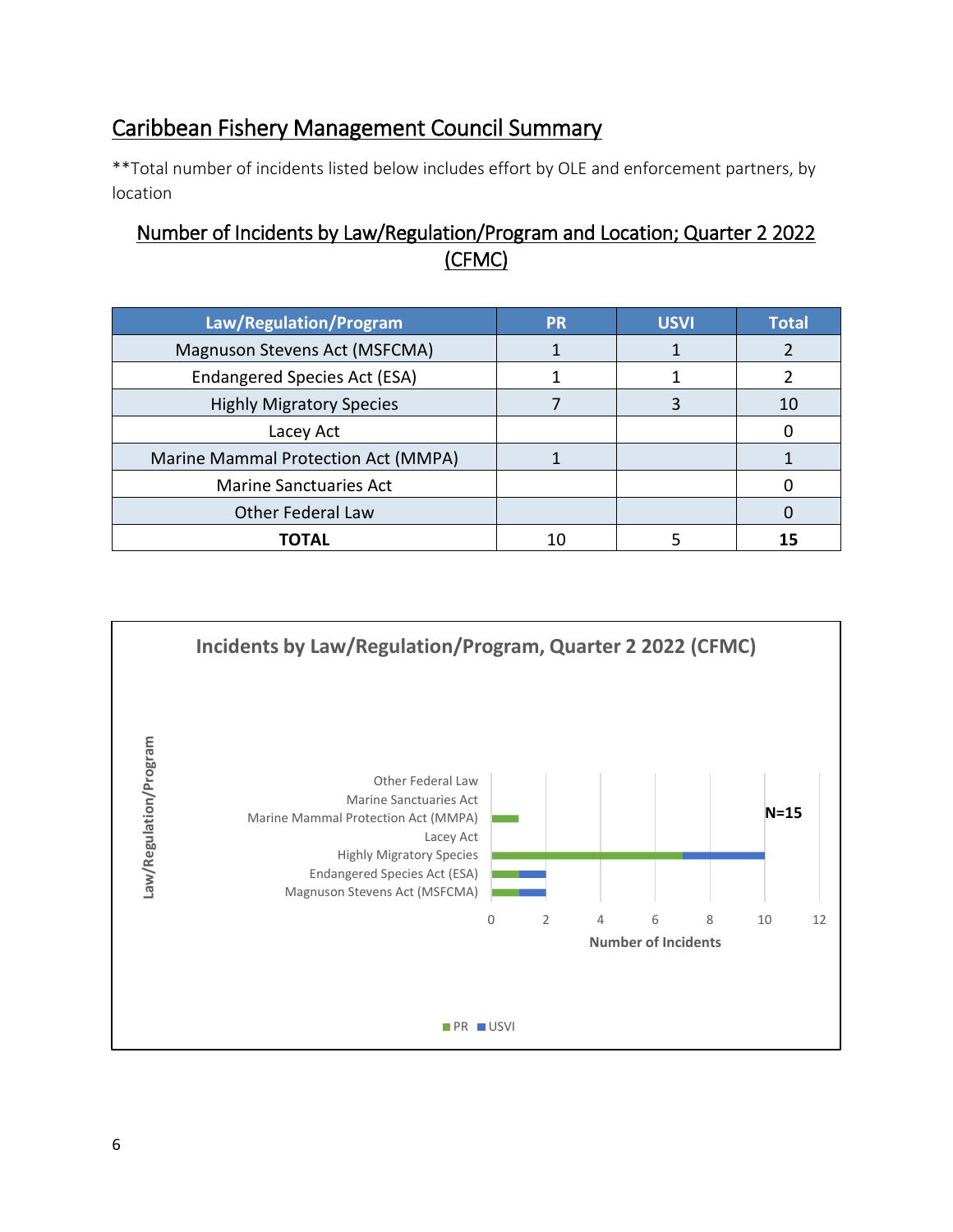## Caribbean Fishery Management Council Summary

**Total number of incidents listed below includes effort by OLE and enforcement partners, by location

### Number of Incidents by Law/Regulation/Program and Location; Quarter 2 2022 (CFMC)

| Law/Regulation/Program | PR | USVI | Total |
|---|---|---|---|
| Magnuson Stevens Act (MSFCMA) | 1 | 1 | 2 |
| Endangered Species Act (ESA) | 1 | 1 | 2 |
| Highly Migratory Species | 7 | 3 | 10 |
| Lacey Act | | | 0 |
| Marine Mammal Protection Act (MMPA) | 1 | | 1 |
| Marine Sanctuaries Act | | | 0 |
| Other Federal Law | | | 0 |
| **TOTAL** | 10 | 5 | **15** |

**Incidents by Law/Regulation/Program, Quarter 2 2022 (CFMC)**

| Law/Regulation/Program | PR | USVI |
|---|---|---|
| Other Federal Law | | |
| Marine Sanctuaries Act | | |
| Marine Mammal Protection Act (MMPA) | 1 | |
| Lacey Act | | |
| Highly Migratory Species | 7 | 3 |
| Endangered Species Act (ESA) | 1 | 1 |
| Magnuson Stevens Act (MSFCMA) | 1 | 1 |

N=15

Number of Incidents

■ PR ■ USVI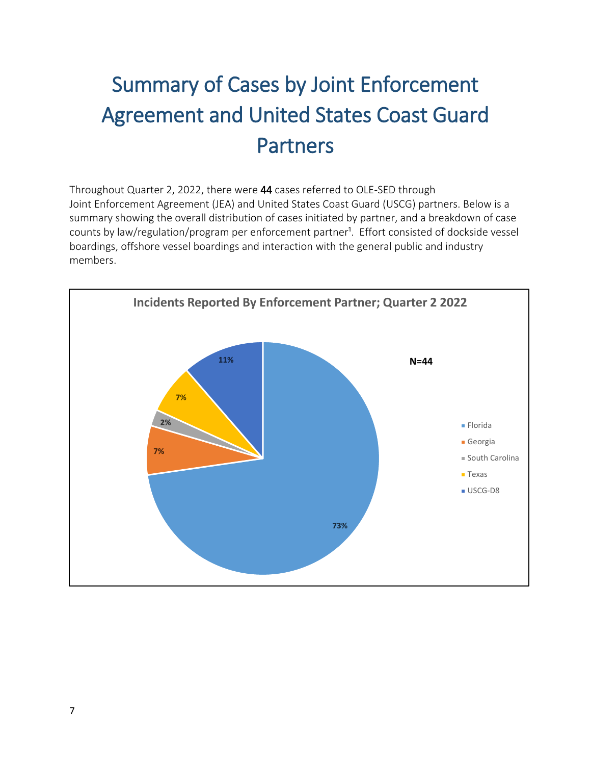# Summary of Cases by Joint Enforcement Agreement and United States Coast Guard Partners

Throughout Quarter 2, 2022, there were **44** cases referred to OLE-SED through Joint Enforcement Agreement (JEA) and United States Coast Guard (USCG) partners. Below is a summary showing the overall distribution of cases initiated by partner, and a breakdown of case counts by law/regulation/program per enforcement partner[1]. Effort consisted of dockside vessel boardings, offshore vessel boardings and interaction with the general public and industry members.

**Incidents Reported By Enforcement Partner; Quarter 2 2022**

N=44

| Enforcement Partner | Percent |
|---|---|
| Florida | 73% |
| Georgia | 7% |
| South Carolina | 2% |
| Texas | 7% |
| USCG-D8 | 11% |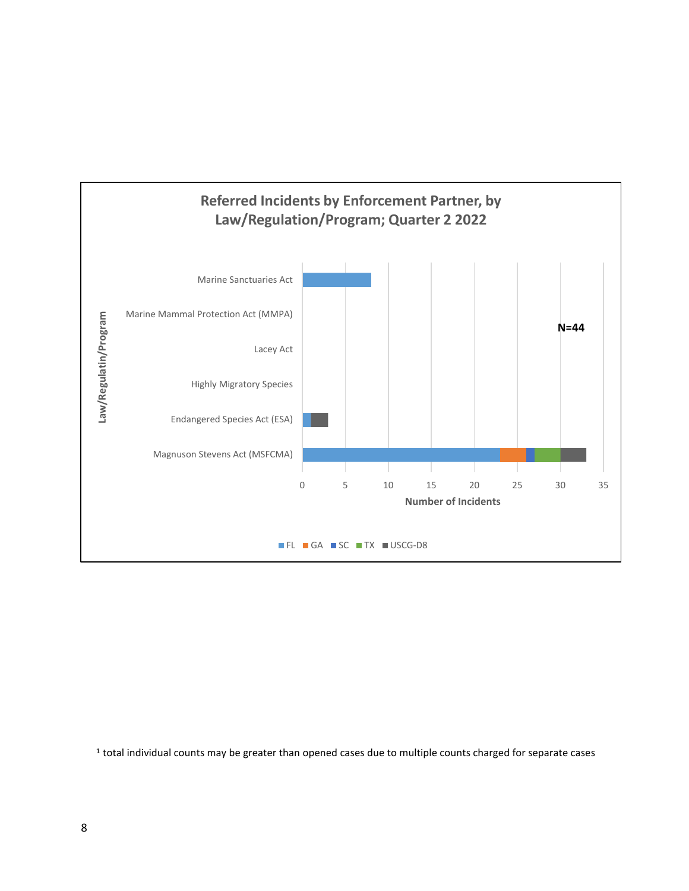**Referred Incidents by Enforcement Partner, by Law/Regulation/Program; Quarter 2 2022**

| Law/Regulatin/Program | FL | GA | SC | TX | USCG-D8 |
|---|---|---|---|---|---|
| Marine Sanctuaries Act | 8 | | | | |
| Marine Mammal Protection Act (MMPA) | | | | | |
| Lacey Act | | | | | |
| Highly Migratory Species | | | | | |
| Endangered Species Act (ESA) | 1 | | | | 2 |
| Magnuson Stevens Act (MSFCMA) | 23 | 3 | 1 | 3 | 3 |

N=44

Number of Incidents

[1] total individual counts may be greater than opened cases due to multiple counts charged for separate cases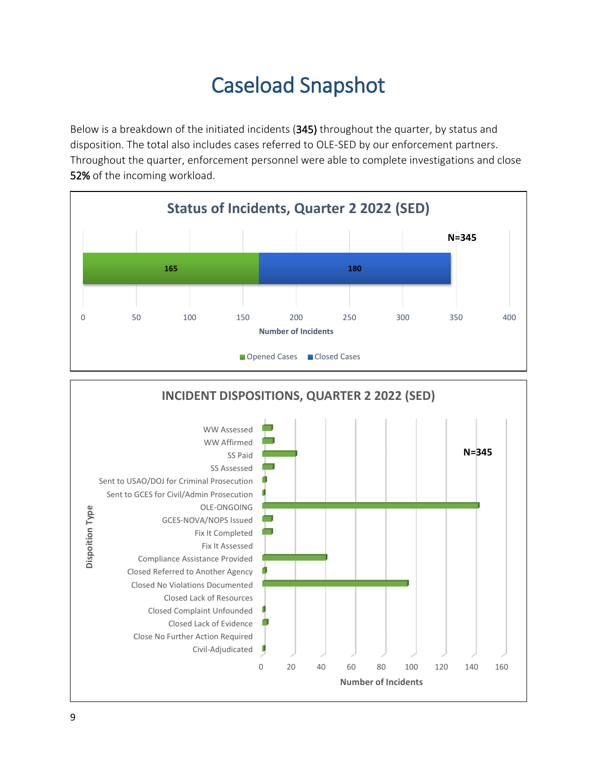# Caseload Snapshot

Below is a breakdown of the initiated incidents (**345)** throughout the quarter, by status and disposition. The total also includes cases referred to OLE-SED by our enforcement partners. Throughout the quarter, enforcement personnel were able to complete investigations and close **52%** of the incoming workload.

**Status of Incidents, Quarter 2 2022 (SED)**

N=345

| Status | Number of Incidents |
|---|---|
| Opened Cases | 165 |
| Closed Cases | 180 |

**INCIDENT DISPOSITIONS, QUARTER 2 2022 (SED)**

N=345

Dispoition Type:

- WW Assessed
- WW Affirmed
- SS Paid
- SS Assessed
- Sent to USAO/DOJ for Criminal Prosecution
- Sent to GCES for Civil/Admin Prosecution
- OLE-ONGOING
- GCES-NOVA/NOPS Issued
- Fix It Completed
- Fix It Assessed
- Compliance Assistance Provided
- Closed Referred to Another Agency
- Closed No Violations Documented
- Closed Lack of Resources
- Closed Complaint Unfounded
- Closed Lack of Evidence
- Close No Further Action Required
- Civil-Adjudicated

Number of Incidents (axis: 0–160)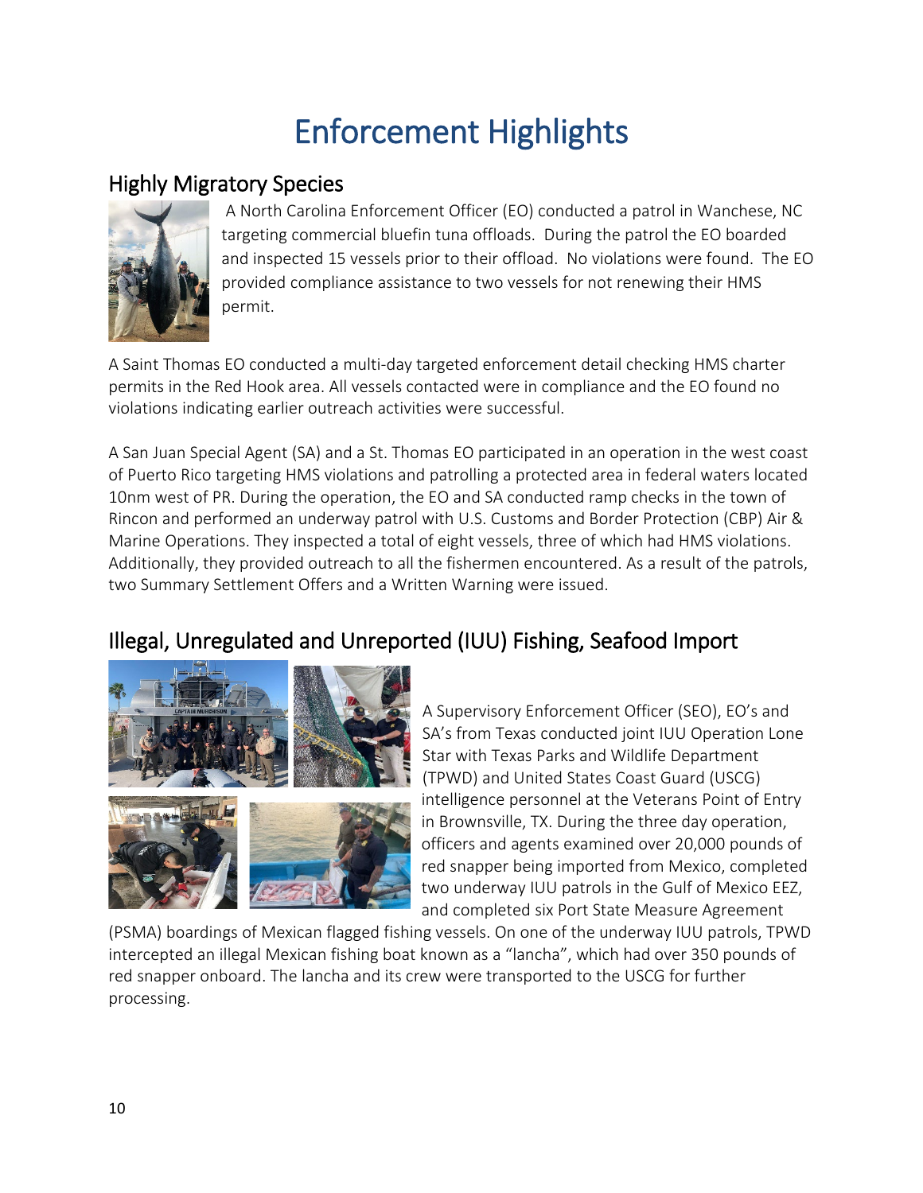# Enforcement Highlights

## Highly Migratory Species

A North Carolina Enforcement Officer (EO) conducted a patrol in Wanchese, NC targeting commercial bluefin tuna offloads. During the patrol the EO boarded and inspected 15 vessels prior to their offload. No violations were found. The EO provided compliance assistance to two vessels for not renewing their HMS permit.

A Saint Thomas EO conducted a multi-day targeted enforcement detail checking HMS charter permits in the Red Hook area. All vessels contacted were in compliance and the EO found no violations indicating earlier outreach activities were successful.

A San Juan Special Agent (SA) and a St. Thomas EO participated in an operation in the west coast of Puerto Rico targeting HMS violations and patrolling a protected area in federal waters located 10nm west of PR. During the operation, the EO and SA conducted ramp checks in the town of Rincon and performed an underway patrol with U.S. Customs and Border Protection (CBP) Air & Marine Operations. They inspected a total of eight vessels, three of which had HMS violations. Additionally, they provided outreach to all the fishermen encountered. As a result of the patrols, two Summary Settlement Offers and a Written Warning were issued.

## Illegal, Unregulated and Unreported (IUU) Fishing, Seafood Import

A Supervisory Enforcement Officer (SEO), EO's and SA's from Texas conducted joint IUU Operation Lone Star with Texas Parks and Wildlife Department (TPWD) and United States Coast Guard (USCG) intelligence personnel at the Veterans Point of Entry in Brownsville, TX. During the three day operation, officers and agents examined over 20,000 pounds of red snapper being imported from Mexico, completed two underway IUU patrols in the Gulf of Mexico EEZ, and completed six Port State Measure Agreement (PSMA) boardings of Mexican flagged fishing vessels. On one of the underway IUU patrols, TPWD intercepted an illegal Mexican fishing boat known as a "lancha", which had over 350 pounds of red snapper onboard. The lancha and its crew were transported to the USCG for further processing.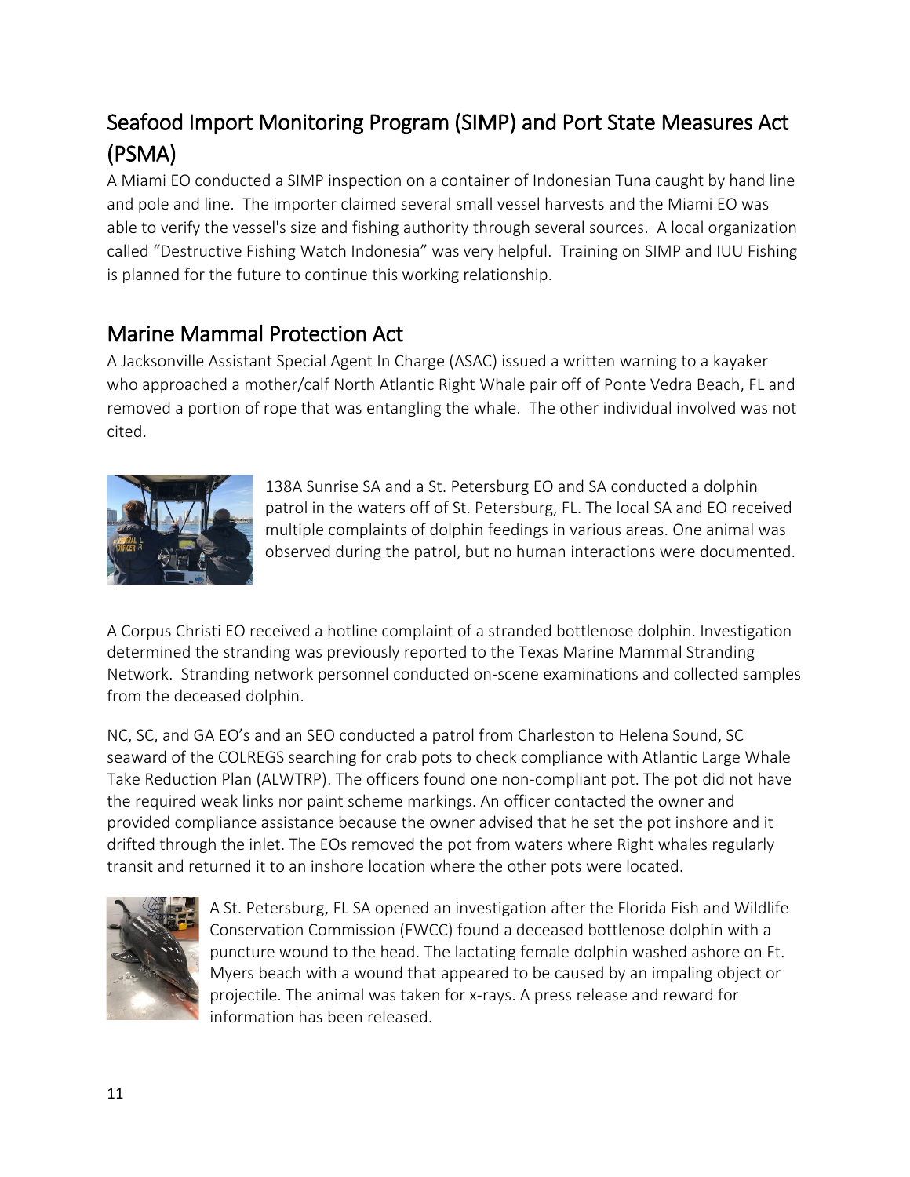## Seafood Import Monitoring Program (SIMP) and Port State Measures Act (PSMA)

A Miami EO conducted a SIMP inspection on a container of Indonesian Tuna caught by hand line and pole and line. The importer claimed several small vessel harvests and the Miami EO was able to verify the vessel's size and fishing authority through several sources. A local organization called "Destructive Fishing Watch Indonesia" was very helpful. Training on SIMP and IUU Fishing is planned for the future to continue this working relationship.

## Marine Mammal Protection Act

A Jacksonville Assistant Special Agent In Charge (ASAC) issued a written warning to a kayaker who approached a mother/calf North Atlantic Right Whale pair off of Ponte Vedra Beach, FL and removed a portion of rope that was entangling the whale. The other individual involved was not cited.

138A Sunrise SA and a St. Petersburg EO and SA conducted a dolphin patrol in the waters off of St. Petersburg, FL. The local SA and EO received multiple complaints of dolphin feedings in various areas. One animal was observed during the patrol, but no human interactions were documented.

A Corpus Christi EO received a hotline complaint of a stranded bottlenose dolphin. Investigation determined the stranding was previously reported to the Texas Marine Mammal Stranding Network. Stranding network personnel conducted on-scene examinations and collected samples from the deceased dolphin.

NC, SC, and GA EO's and an SEO conducted a patrol from Charleston to Helena Sound, SC seaward of the COLREGS searching for crab pots to check compliance with Atlantic Large Whale Take Reduction Plan (ALWTRP). The officers found one non-compliant pot. The pot did not have the required weak links nor paint scheme markings. An officer contacted the owner and provided compliance assistance because the owner advised that he set the pot inshore and it drifted through the inlet. The EOs removed the pot from waters where Right whales regularly transit and returned it to an inshore location where the other pots were located.

A St. Petersburg, FL SA opened an investigation after the Florida Fish and Wildlife Conservation Commission (FWCC) found a deceased bottlenose dolphin with a puncture wound to the head. The lactating female dolphin washed ashore on Ft. Myers beach with a wound that appeared to be caused by an impaling object or projectile. The animal was taken for x-rays. A press release and reward for information has been released.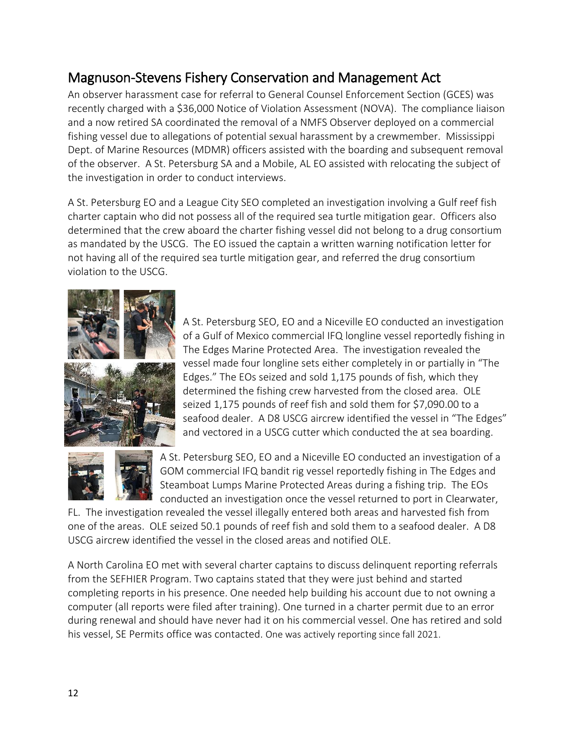## Magnuson-Stevens Fishery Conservation and Management Act

An observer harassment case for referral to General Counsel Enforcement Section (GCES) was recently charged with a $36,000 Notice of Violation Assessment (NOVA). The compliance liaison and a now retired SA coordinated the removal of a NMFS Observer deployed on a commercial fishing vessel due to allegations of potential sexual harassment by a crewmember. Mississippi Dept. of Marine Resources (MDMR) officers assisted with the boarding and subsequent removal of the observer. A St. Petersburg SA and a Mobile, AL EO assisted with relocating the subject of the investigation in order to conduct interviews.

A St. Petersburg EO and a League City SEO completed an investigation involving a Gulf reef fish charter captain who did not possess all of the required sea turtle mitigation gear. Officers also determined that the crew aboard the charter fishing vessel did not belong to a drug consortium as mandated by the USCG. The EO issued the captain a written warning notification letter for not having all of the required sea turtle mitigation gear, and referred the drug consortium violation to the USCG.

A St. Petersburg SEO, EO and a Niceville EO conducted an investigation of a Gulf of Mexico commercial IFQ longline vessel reportedly fishing in The Edges Marine Protected Area. The investigation revealed the vessel made four longline sets either completely in or partially in "The Edges." The EOs seized and sold 1,175 pounds of fish, which they determined the fishing crew harvested from the closed area. OLE seized 1,175 pounds of reef fish and sold them for $7,090.00 to a seafood dealer. A D8 USCG aircrew identified the vessel in "The Edges" and vectored in a USCG cutter which conducted the at sea boarding.

A St. Petersburg SEO, EO and a Niceville EO conducted an investigation of a GOM commercial IFQ bandit rig vessel reportedly fishing in The Edges and Steamboat Lumps Marine Protected Areas during a fishing trip. The EOs conducted an investigation once the vessel returned to port in Clearwater, FL. The investigation revealed the vessel illegally entered both areas and harvested fish from one of the areas. OLE seized 50.1 pounds of reef fish and sold them to a seafood dealer. A D8 USCG aircrew identified the vessel in the closed areas and notified OLE.

A North Carolina EO met with several charter captains to discuss delinquent reporting referrals from the SEFHIER Program. Two captains stated that they were just behind and started completing reports in his presence. One needed help building his account due to not owning a computer (all reports were filed after training). One turned in a charter permit due to an error during renewal and should have never had it on his commercial vessel. One has retired and sold his vessel, SE Permits office was contacted. One was actively reporting since fall 2021.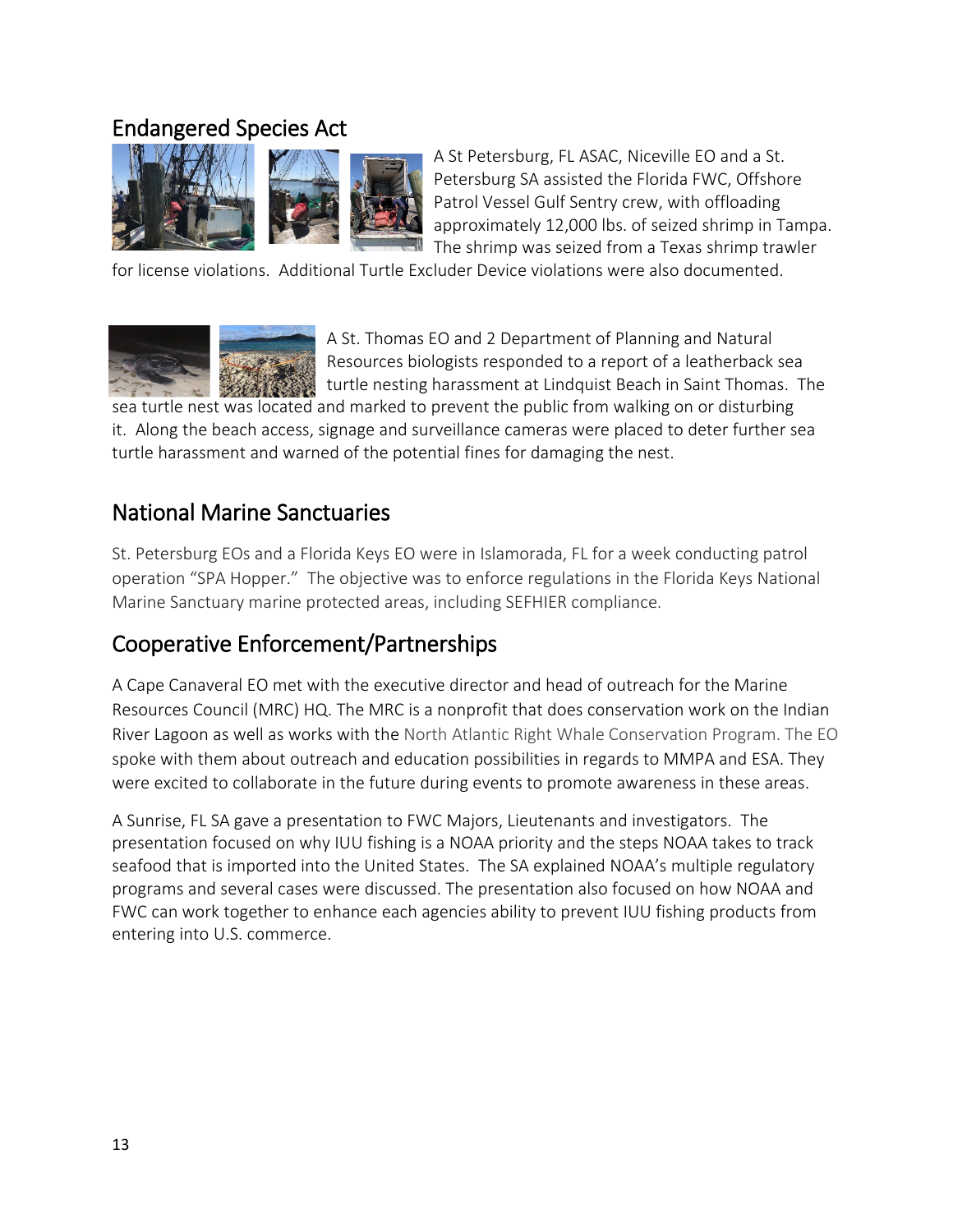## Endangered Species Act

A St Petersburg, FL ASAC, Niceville EO and a St. Petersburg SA assisted the Florida FWC, Offshore Patrol Vessel Gulf Sentry crew, with offloading approximately 12,000 lbs. of seized shrimp in Tampa. The shrimp was seized from a Texas shrimp trawler for license violations. Additional Turtle Excluder Device violations were also documented.

A St. Thomas EO and 2 Department of Planning and Natural Resources biologists responded to a report of a leatherback sea turtle nesting harassment at Lindquist Beach in Saint Thomas. The sea turtle nest was located and marked to prevent the public from walking on or disturbing it. Along the beach access, signage and surveillance cameras were placed to deter further sea turtle harassment and warned of the potential fines for damaging the nest.

## National Marine Sanctuaries

St. Petersburg EOs and a Florida Keys EO were in Islamorada, FL for a week conducting patrol operation "SPA Hopper." The objective was to enforce regulations in the Florida Keys National Marine Sanctuary marine protected areas, including SEFHIER compliance.

## Cooperative Enforcement/Partnerships

A Cape Canaveral EO met with the executive director and head of outreach for the Marine Resources Council (MRC) HQ. The MRC is a nonprofit that does conservation work on the Indian River Lagoon as well as works with the North Atlantic Right Whale Conservation Program. The EO spoke with them about outreach and education possibilities in regards to MMPA and ESA. They were excited to collaborate in the future during events to promote awareness in these areas.

A Sunrise, FL SA gave a presentation to FWC Majors, Lieutenants and investigators. The presentation focused on why IUU fishing is a NOAA priority and the steps NOAA takes to track seafood that is imported into the United States. The SA explained NOAA's multiple regulatory programs and several cases were discussed. The presentation also focused on how NOAA and FWC can work together to enhance each agencies ability to prevent IUU fishing products from entering into U.S. commerce.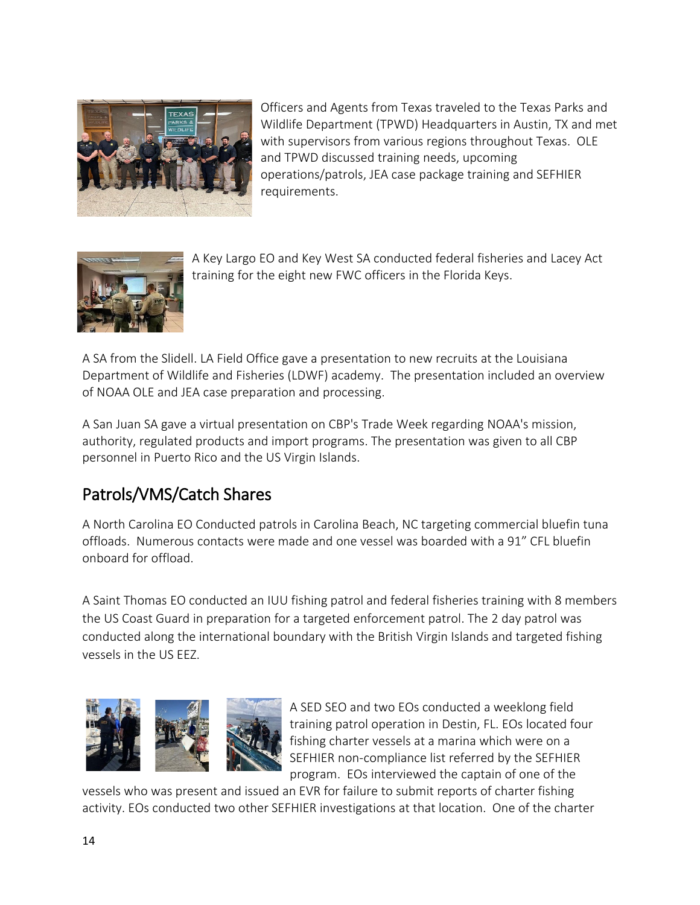Officers and Agents from Texas traveled to the Texas Parks and Wildlife Department (TPWD) Headquarters in Austin, TX and met with supervisors from various regions throughout Texas. OLE and TPWD discussed training needs, upcoming operations/patrols, JEA case package training and SEFHIER requirements.

A Key Largo EO and Key West SA conducted federal fisheries and Lacey Act training for the eight new FWC officers in the Florida Keys.

A SA from the Slidell. LA Field Office gave a presentation to new recruits at the Louisiana Department of Wildlife and Fisheries (LDWF) academy. The presentation included an overview of NOAA OLE and JEA case preparation and processing.

A San Juan SA gave a virtual presentation on CBP's Trade Week regarding NOAA's mission, authority, regulated products and import programs. The presentation was given to all CBP personnel in Puerto Rico and the US Virgin Islands.

## Patrols/VMS/Catch Shares

A North Carolina EO Conducted patrols in Carolina Beach, NC targeting commercial bluefin tuna offloads. Numerous contacts were made and one vessel was boarded with a 91" CFL bluefin onboard for offload.

A Saint Thomas EO conducted an IUU fishing patrol and federal fisheries training with 8 members the US Coast Guard in preparation for a targeted enforcement patrol. The 2 day patrol was conducted along the international boundary with the British Virgin Islands and targeted fishing vessels in the US EEZ.

A SED SEO and two EOs conducted a weeklong field training patrol operation in Destin, FL. EOs located four fishing charter vessels at a marina which were on a SEFHIER non-compliance list referred by the SEFHIER program. EOs interviewed the captain of one of the vessels who was present and issued an EVR for failure to submit reports of charter fishing activity. EOs conducted two other SEFHIER investigations at that location. One of the charter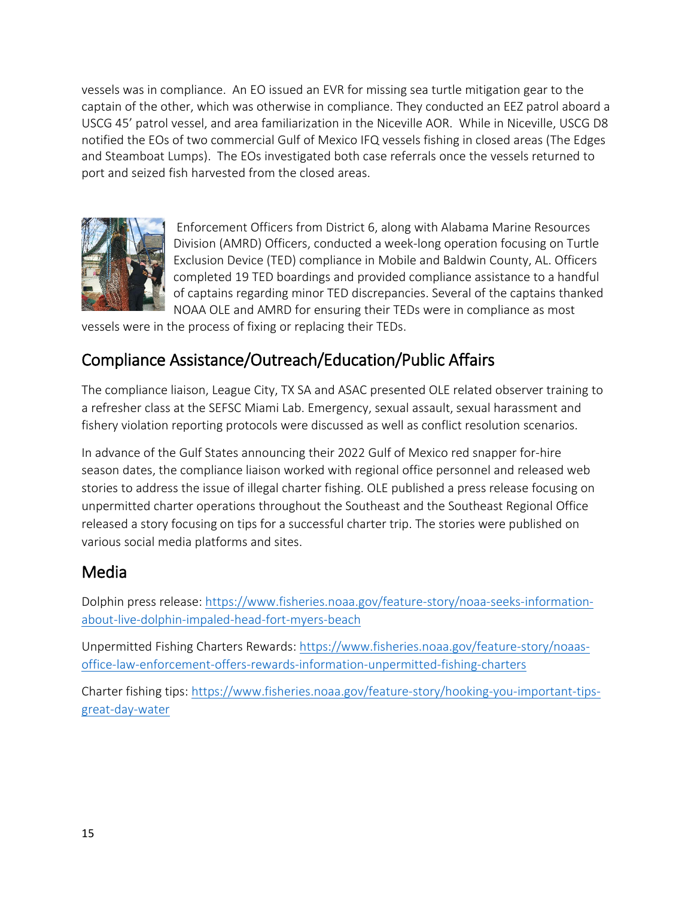vessels was in compliance. An EO issued an EVR for missing sea turtle mitigation gear to the captain of the other, which was otherwise in compliance. They conducted an EEZ patrol aboard a USCG 45' patrol vessel, and area familiarization in the Niceville AOR. While in Niceville, USCG D8 notified the EOs of two commercial Gulf of Mexico IFQ vessels fishing in closed areas (The Edges and Steamboat Lumps). The EOs investigated both case referrals once the vessels returned to port and seized fish harvested from the closed areas.

Enforcement Officers from District 6, along with Alabama Marine Resources Division (AMRD) Officers, conducted a week-long operation focusing on Turtle Exclusion Device (TED) compliance in Mobile and Baldwin County, AL. Officers completed 19 TED boardings and provided compliance assistance to a handful of captains regarding minor TED discrepancies. Several of the captains thanked NOAA OLE and AMRD for ensuring their TEDs were in compliance as most vessels were in the process of fixing or replacing their TEDs.

## Compliance Assistance/Outreach/Education/Public Affairs

The compliance liaison, League City, TX SA and ASAC presented OLE related observer training to a refresher class at the SEFSC Miami Lab. Emergency, sexual assault, sexual harassment and fishery violation reporting protocols were discussed as well as conflict resolution scenarios.

In advance of the Gulf States announcing their 2022 Gulf of Mexico red snapper for-hire season dates, the compliance liaison worked with regional office personnel and released web stories to address the issue of illegal charter fishing. OLE published a press release focusing on unpermitted charter operations throughout the Southeast and the Southeast Regional Office released a story focusing on tips for a successful charter trip. The stories were published on various social media platforms and sites.

## Media

Dolphin press release: https://www.fisheries.noaa.gov/feature-story/noaa-seeks-information-about-live-dolphin-impaled-head-fort-myers-beach

Unpermitted Fishing Charters Rewards: https://www.fisheries.noaa.gov/feature-story/noaas-office-law-enforcement-offers-rewards-information-unpermitted-fishing-charters

Charter fishing tips: https://www.fisheries.noaa.gov/feature-story/hooking-you-important-tips-great-day-water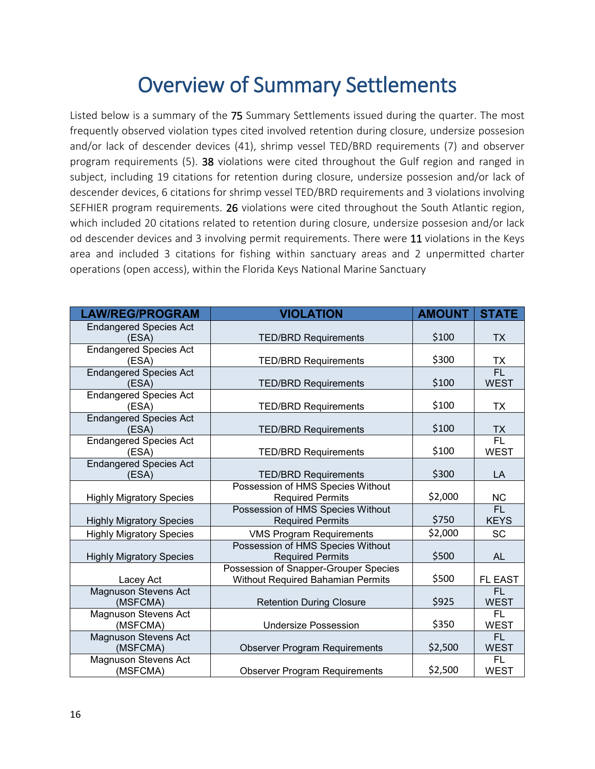# Overview of Summary Settlements

Listed below is a summary of the 75 Summary Settlements issued during the quarter. The most frequently observed violation types cited involved retention during closure, undersize possesion and/or lack of descender devices (41), shrimp vessel TED/BRD requirements (7) and observer program requirements (5). 38 violations were cited throughout the Gulf region and ranged in subject, including 19 citations for retention during closure, undersize possesion and/or lack of descender devices, 6 citations for shrimp vessel TED/BRD requirements and 3 violations involving SEFHIER program requirements. 26 violations were cited throughout the South Atlantic region, which included 20 citations related to retention during closure, undersize possesion and/or lack od descender devices and 3 involving permit requirements. There were 11 violations in the Keys area and included 3 citations for fishing within sanctuary areas and 2 unpermitted charter operations (open access), within the Florida Keys National Marine Sanctuary

| LAW/REG/PROGRAM | VIOLATION | AMOUNT | STATE |
|---|---|---|---|
| Endangered Species Act (ESA) | TED/BRD Requirements | $100 | TX |
| Endangered Species Act (ESA) | TED/BRD Requirements | $300 | TX |
| Endangered Species Act (ESA) | TED/BRD Requirements | $100 | FL WEST |
| Endangered Species Act (ESA) | TED/BRD Requirements | $100 | TX |
| Endangered Species Act (ESA) | TED/BRD Requirements | $100 | TX |
| Endangered Species Act (ESA) | TED/BRD Requirements | $100 | FL WEST |
| Endangered Species Act (ESA) | TED/BRD Requirements | $300 | LA |
| Highly Migratory Species | Possession of HMS Species Without Required Permits | $2,000 | NC |
| Highly Migratory Species | Possession of HMS Species Without Required Permits | $750 | FL KEYS |
| Highly Migratory Species | VMS Program Requirements | $2,000 | SC |
| Highly Migratory Species | Possession of HMS Species Without Required Permits | $500 | AL |
| Lacey Act | Possession of Snapper-Grouper Species Without Required Bahamian Permits | $500 | FL EAST |
| Magnuson Stevens Act (MSFCMA) | Retention During Closure | $925 | FL WEST |
| Magnuson Stevens Act (MSFCMA) | Undersize Possession | $350 | FL WEST |
| Magnuson Stevens Act (MSFCMA) | Observer Program Requirements | $2,500 | FL WEST |
| Magnuson Stevens Act (MSFCMA) | Observer Program Requirements | $2,500 | FL WEST |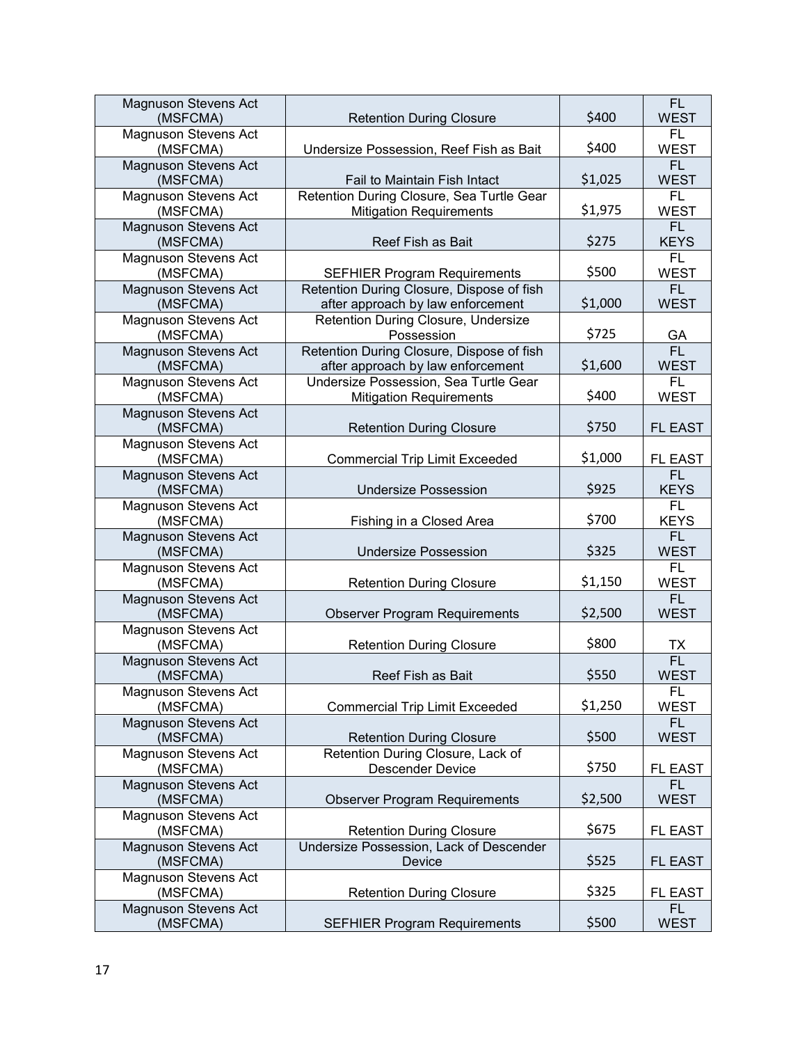| Magnuson Stevens Act (MSFCMA) | Retention During Closure | $400 | FL WEST |
|---|---|---|---|
| Magnuson Stevens Act (MSFCMA) | Undersize Possession, Reef Fish as Bait | $400 | FL WEST |
| Magnuson Stevens Act (MSFCMA) | Fail to Maintain Fish Intact | $1,025 | FL WEST |
| Magnuson Stevens Act (MSFCMA) | Retention During Closure, Sea Turtle Gear Mitigation Requirements | $1,975 | FL WEST |
| Magnuson Stevens Act (MSFCMA) | Reef Fish as Bait | $275 | FL KEYS |
| Magnuson Stevens Act (MSFCMA) | SEFHIER Program Requirements | $500 | FL WEST |
| Magnuson Stevens Act (MSFCMA) | Retention During Closure, Dispose of fish after approach by law enforcement | $1,000 | FL WEST |
| Magnuson Stevens Act (MSFCMA) | Retention During Closure, Undersize Possession | $725 | GA |
| Magnuson Stevens Act (MSFCMA) | Retention During Closure, Dispose of fish after approach by law enforcement | $1,600 | FL WEST |
| Magnuson Stevens Act (MSFCMA) | Undersize Possession, Sea Turtle Gear Mitigation Requirements | $400 | FL WEST |
| Magnuson Stevens Act (MSFCMA) | Retention During Closure | $750 | FL EAST |
| Magnuson Stevens Act (MSFCMA) | Commercial Trip Limit Exceeded | $1,000 | FL EAST |
| Magnuson Stevens Act (MSFCMA) | Undersize Possession | $925 | FL KEYS |
| Magnuson Stevens Act (MSFCMA) | Fishing in a Closed Area | $700 | FL KEYS |
| Magnuson Stevens Act (MSFCMA) | Undersize Possession | $325 | FL WEST |
| Magnuson Stevens Act (MSFCMA) | Retention During Closure | $1,150 | FL WEST |
| Magnuson Stevens Act (MSFCMA) | Observer Program Requirements | $2,500 | FL WEST |
| Magnuson Stevens Act (MSFCMA) | Retention During Closure | $800 | TX |
| Magnuson Stevens Act (MSFCMA) | Reef Fish as Bait | $550 | FL WEST |
| Magnuson Stevens Act (MSFCMA) | Commercial Trip Limit Exceeded | $1,250 | FL WEST |
| Magnuson Stevens Act (MSFCMA) | Retention During Closure | $500 | FL WEST |
| Magnuson Stevens Act (MSFCMA) | Retention During Closure, Lack of Descender Device | $750 | FL EAST |
| Magnuson Stevens Act (MSFCMA) | Observer Program Requirements | $2,500 | FL WEST |
| Magnuson Stevens Act (MSFCMA) | Retention During Closure | $675 | FL EAST |
| Magnuson Stevens Act (MSFCMA) | Undersize Possession, Lack of Descender Device | $525 | FL EAST |
| Magnuson Stevens Act (MSFCMA) | Retention During Closure | $325 | FL EAST |
| Magnuson Stevens Act (MSFCMA) | SEFHIER Program Requirements | $500 | FL WEST |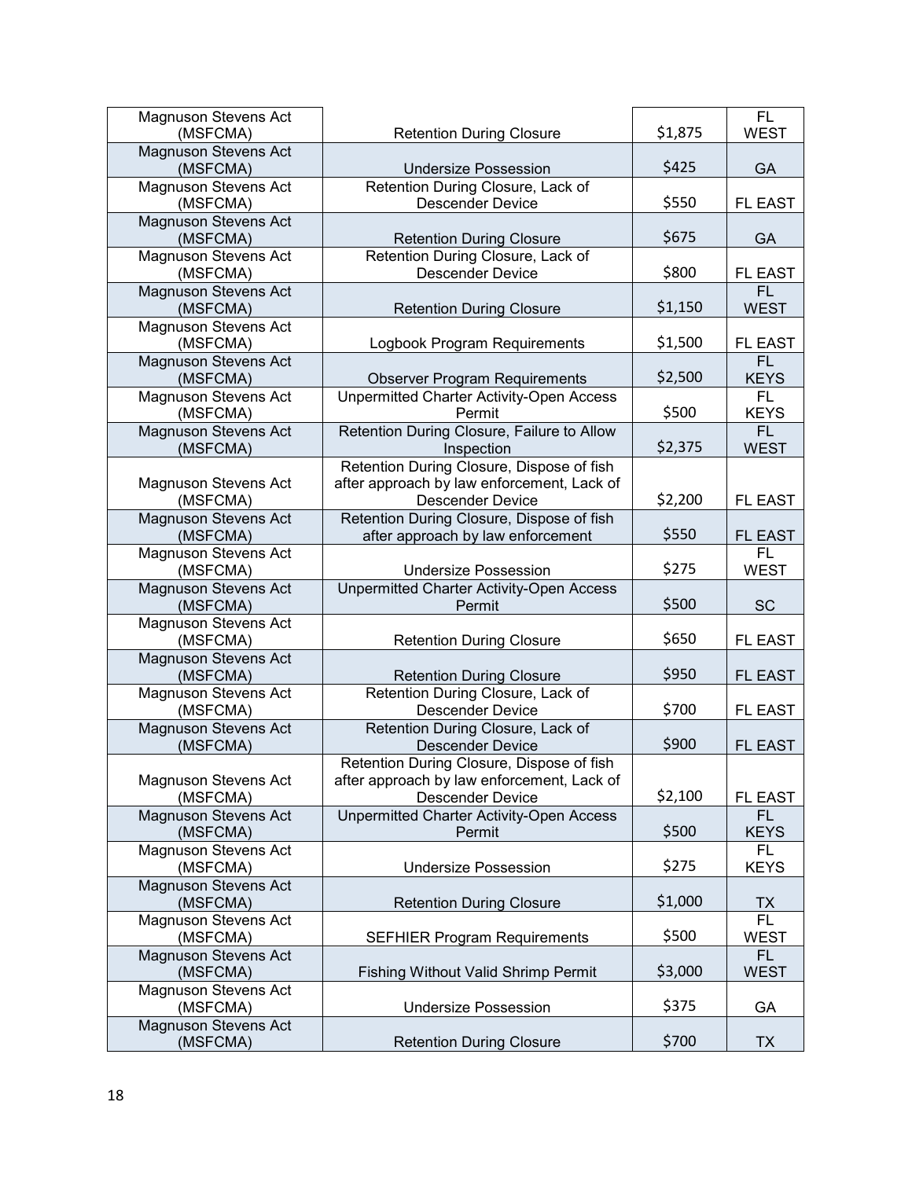| | | | |
|---|---|---|---|
| Magnuson Stevens Act (MSFCMA) | Retention During Closure | $1,875 | FL WEST |
| Magnuson Stevens Act (MSFCMA) | Undersize Possession | $425 | GA |
| Magnuson Stevens Act (MSFCMA) | Retention During Closure, Lack of Descender Device | $550 | FL EAST |
| Magnuson Stevens Act (MSFCMA) | Retention During Closure | $675 | GA |
| Magnuson Stevens Act (MSFCMA) | Retention During Closure, Lack of Descender Device | $800 | FL EAST |
| Magnuson Stevens Act (MSFCMA) | Retention During Closure | $1,150 | FL WEST |
| Magnuson Stevens Act (MSFCMA) | Logbook Program Requirements | $1,500 | FL EAST |
| Magnuson Stevens Act (MSFCMA) | Observer Program Requirements | $2,500 | FL KEYS |
| Magnuson Stevens Act (MSFCMA) | Unpermitted Charter Activity-Open Access Permit | $500 | FL KEYS |
| Magnuson Stevens Act (MSFCMA) | Retention During Closure, Failure to Allow Inspection | $2,375 | FL WEST |
| Magnuson Stevens Act (MSFCMA) | Retention During Closure, Dispose of fish after approach by law enforcement, Lack of Descender Device | $2,200 | FL EAST |
| Magnuson Stevens Act (MSFCMA) | Retention During Closure, Dispose of fish after approach by law enforcement | $550 | FL EAST |
| Magnuson Stevens Act (MSFCMA) | Undersize Possession | $275 | FL WEST |
| Magnuson Stevens Act (MSFCMA) | Unpermitted Charter Activity-Open Access Permit | $500 | SC |
| Magnuson Stevens Act (MSFCMA) | Retention During Closure | $650 | FL EAST |
| Magnuson Stevens Act (MSFCMA) | Retention During Closure | $950 | FL EAST |
| Magnuson Stevens Act (MSFCMA) | Retention During Closure, Lack of Descender Device | $700 | FL EAST |
| Magnuson Stevens Act (MSFCMA) | Retention During Closure, Lack of Descender Device | $900 | FL EAST |
| Magnuson Stevens Act (MSFCMA) | Retention During Closure, Dispose of fish after approach by law enforcement, Lack of Descender Device | $2,100 | FL EAST |
| Magnuson Stevens Act (MSFCMA) | Unpermitted Charter Activity-Open Access Permit | $500 | FL KEYS |
| Magnuson Stevens Act (MSFCMA) | Undersize Possession | $275 | FL KEYS |
| Magnuson Stevens Act (MSFCMA) | Retention During Closure | $1,000 | TX |
| Magnuson Stevens Act (MSFCMA) | SEFHIER Program Requirements | $500 | FL WEST |
| Magnuson Stevens Act (MSFCMA) | Fishing Without Valid Shrimp Permit | $3,000 | FL WEST |
| Magnuson Stevens Act (MSFCMA) | Undersize Possession | $375 | GA |
| Magnuson Stevens Act (MSFCMA) | Retention During Closure | $700 | TX |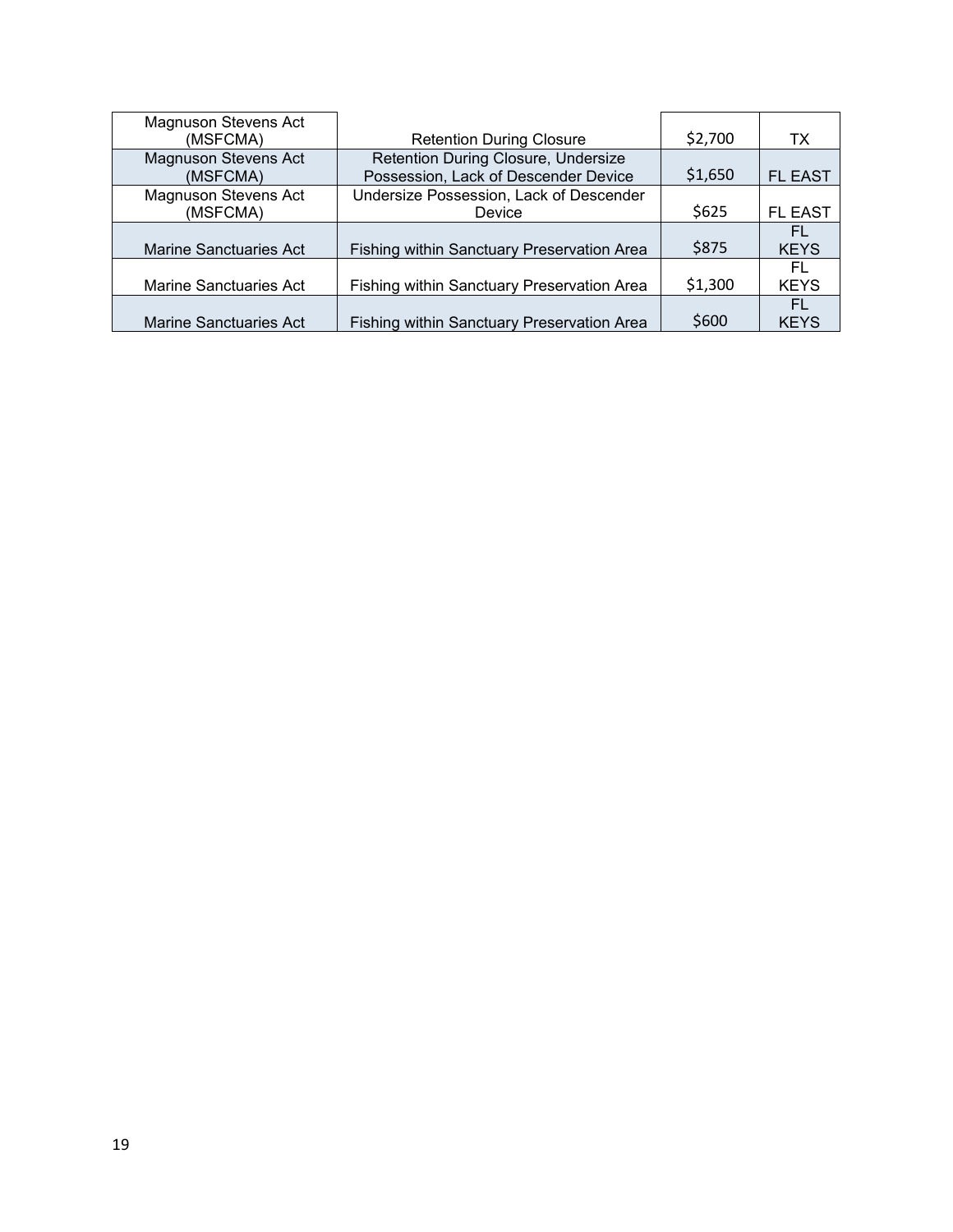| Magnuson Stevens Act (MSFCMA) | Retention During Closure | $2,700 | TX |
|---|---|---|---|
| Magnuson Stevens Act (MSFCMA) | Retention During Closure, Undersize Possession, Lack of Descender Device | $1,650 | FL EAST |
| Magnuson Stevens Act (MSFCMA) | Undersize Possession, Lack of Descender Device | $625 | FL EAST |
| Marine Sanctuaries Act | Fishing within Sanctuary Preservation Area | $875 | FL KEYS |
| Marine Sanctuaries Act | Fishing within Sanctuary Preservation Area | $1,300 | FL KEYS |
| Marine Sanctuaries Act | Fishing within Sanctuary Preservation Area | $600 | FL KEYS |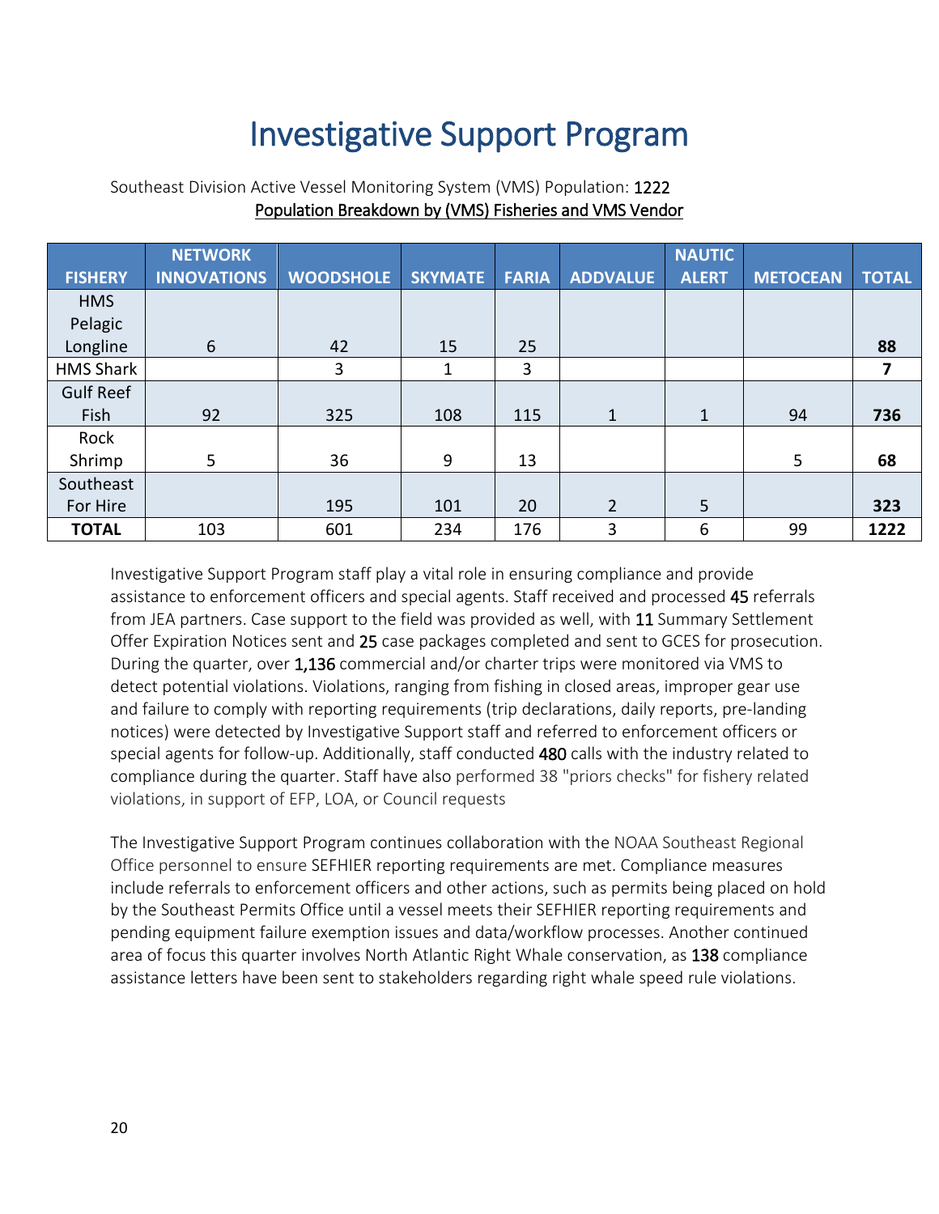# Investigative Support Program

Southeast Division Active Vessel Monitoring System (VMS) Population: 1222

Population Breakdown by (VMS) Fisheries and VMS Vendor

| FISHERY | NETWORK INNOVATIONS | WOODSHOLE | SKYMATE | FARIA | ADDVALUE | NAUTIC ALERT | METOCEAN | TOTAL |
|---|---|---|---|---|---|---|---|---|
| HMS Pelagic Longline | 6 | 42 | 15 | 25 | | | | **88** |
| HMS Shark | | 3 | 1 | 3 | | | | **7** |
| Gulf Reef Fish | 92 | 325 | 108 | 115 | 1 | 1 | 94 | **736** |
| Rock Shrimp | 5 | 36 | 9 | 13 | | | 5 | **68** |
| Southeast For Hire | | 195 | 101 | 20 | 2 | 5 | | **323** |
| **TOTAL** | 103 | 601 | 234 | 176 | 3 | 6 | 99 | **1222** |

Investigative Support Program staff play a vital role in ensuring compliance and provide assistance to enforcement officers and special agents. Staff received and processed 45 referrals from JEA partners. Case support to the field was provided as well, with 11 Summary Settlement Offer Expiration Notices sent and 25 case packages completed and sent to GCES for prosecution. During the quarter, over 1,136 commercial and/or charter trips were monitored via VMS to detect potential violations. Violations, ranging from fishing in closed areas, improper gear use and failure to comply with reporting requirements (trip declarations, daily reports, pre-landing notices) were detected by Investigative Support staff and referred to enforcement officers or special agents for follow-up. Additionally, staff conducted 480 calls with the industry related to compliance during the quarter. Staff have also performed 38 "priors checks" for fishery related violations, in support of EFP, LOA, or Council requests

The Investigative Support Program continues collaboration with the NOAA Southeast Regional Office personnel to ensure SEFHIER reporting requirements are met. Compliance measures include referrals to enforcement officers and other actions, such as permits being placed on hold by the Southeast Permits Office until a vessel meets their SEFHIER reporting requirements and pending equipment failure exemption issues and data/workflow processes. Another continued area of focus this quarter involves North Atlantic Right Whale conservation, as 138 compliance assistance letters have been sent to stakeholders regarding right whale speed rule violations.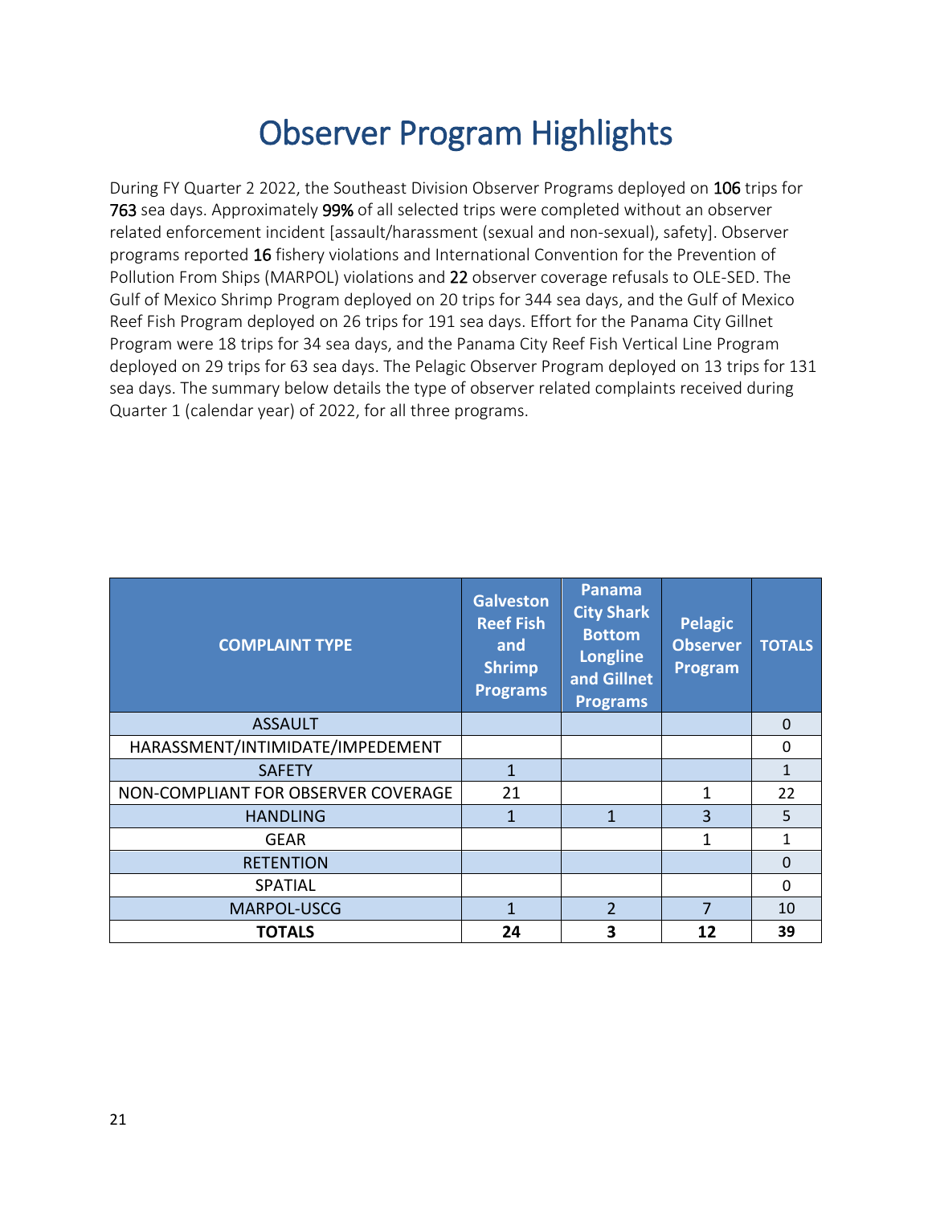# Observer Program Highlights

During FY Quarter 2 2022, the Southeast Division Observer Programs deployed on **106** trips for **763** sea days. Approximately **99%** of all selected trips were completed without an observer related enforcement incident [assault/harassment (sexual and non-sexual), safety]. Observer programs reported **16** fishery violations and International Convention for the Prevention of Pollution From Ships (MARPOL) violations and **22** observer coverage refusals to OLE-SED. The Gulf of Mexico Shrimp Program deployed on 20 trips for 344 sea days, and the Gulf of Mexico Reef Fish Program deployed on 26 trips for 191 sea days. Effort for the Panama City Gillnet Program were 18 trips for 34 sea days, and the Panama City Reef Fish Vertical Line Program deployed on 29 trips for 63 sea days. The Pelagic Observer Program deployed on 13 trips for 131 sea days. The summary below details the type of observer related complaints received during Quarter 1 (calendar year) of 2022, for all three programs.

| COMPLAINT TYPE | Galveston Reef Fish and Shrimp Programs | Panama City Shark Bottom Longline and Gillnet Programs | Pelagic Observer Program | TOTALS |
|---|---|---|---|---|
| ASSAULT | | | | 0 |
| HARASSMENT/INTIMIDATE/IMPEDEMENT | | | | 0 |
| SAFETY | 1 | | | 1 |
| NON-COMPLIANT FOR OBSERVER COVERAGE | 21 | | 1 | 22 |
| HANDLING | 1 | 1 | 3 | 5 |
| GEAR | | | 1 | 1 |
| RETENTION | | | | 0 |
| SPATIAL | | | | 0 |
| MARPOL-USCG | 1 | 2 | 7 | 10 |
| **TOTALS** | **24** | **3** | **12** | **39** |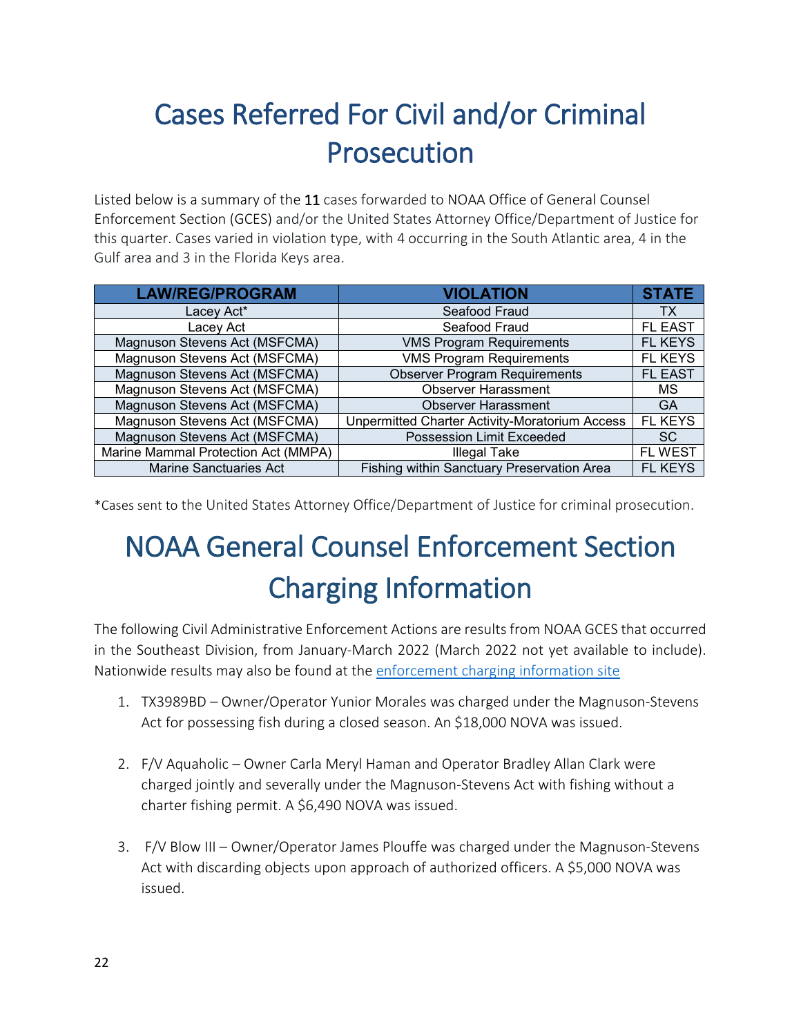# Cases Referred For Civil and/or Criminal Prosecution

Listed below is a summary of the 11 cases forwarded to NOAA Office of General Counsel Enforcement Section (GCES) and/or the United States Attorney Office/Department of Justice for this quarter. Cases varied in violation type, with 4 occurring in the South Atlantic area, 4 in the Gulf area and 3 in the Florida Keys area.

| LAW/REG/PROGRAM | VIOLATION | STATE |
|---|---|---|
| Lacey Act* | Seafood Fraud | TX |
| Lacey Act | Seafood Fraud | FL EAST |
| Magnuson Stevens Act (MSFCMA) | VMS Program Requirements | FL KEYS |
| Magnuson Stevens Act (MSFCMA) | VMS Program Requirements | FL KEYS |
| Magnuson Stevens Act (MSFCMA) | Observer Program Requirements | FL EAST |
| Magnuson Stevens Act (MSFCMA) | Observer Harassment | MS |
| Magnuson Stevens Act (MSFCMA) | Observer Harassment | GA |
| Magnuson Stevens Act (MSFCMA) | Unpermitted Charter Activity-Moratorium Access | FL KEYS |
| Magnuson Stevens Act (MSFCMA) | Possession Limit Exceeded | SC |
| Marine Mammal Protection Act (MMPA) | Illegal Take | FL WEST |
| Marine Sanctuaries Act | Fishing within Sanctuary Preservation Area | FL KEYS |

*Cases sent to the United States Attorney Office/Department of Justice for criminal prosecution.

# NOAA General Counsel Enforcement Section Charging Information

The following Civil Administrative Enforcement Actions are results from NOAA GCES that occurred in the Southeast Division, from January-March 2022 (March 2022 not yet available to include). Nationwide results may also be found at the enforcement charging information site

1. TX3989BD – Owner/Operator Yunior Morales was charged under the Magnuson-Stevens Act for possessing fish during a closed season. An $18,000 NOVA was issued.

2. F/V Aquaholic – Owner Carla Meryl Haman and Operator Bradley Allan Clark were charged jointly and severally under the Magnuson-Stevens Act with fishing without a charter fishing permit. A $6,490 NOVA was issued.

3. F/V Blow III – Owner/Operator James Plouffe was charged under the Magnuson-Stevens Act with discarding objects upon approach of authorized officers. A $5,000 NOVA was issued.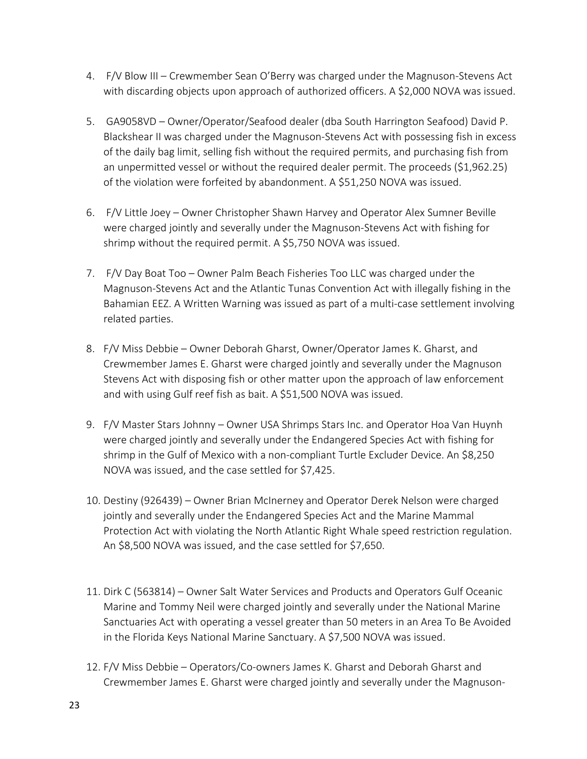4. F/V Blow III – Crewmember Sean O'Berry was charged under the Magnuson-Stevens Act with discarding objects upon approach of authorized officers. A $2,000 NOVA was issued.

5. GA9058VD – Owner/Operator/Seafood dealer (dba South Harrington Seafood) David P. Blackshear II was charged under the Magnuson-Stevens Act with possessing fish in excess of the daily bag limit, selling fish without the required permits, and purchasing fish from an unpermitted vessel or without the required dealer permit. The proceeds ($1,962.25) of the violation were forfeited by abandonment. A $51,250 NOVA was issued.

6. F/V Little Joey – Owner Christopher Shawn Harvey and Operator Alex Sumner Beville were charged jointly and severally under the Magnuson-Stevens Act with fishing for shrimp without the required permit. A $5,750 NOVA was issued.

7. F/V Day Boat Too – Owner Palm Beach Fisheries Too LLC was charged under the Magnuson-Stevens Act and the Atlantic Tunas Convention Act with illegally fishing in the Bahamian EEZ. A Written Warning was issued as part of a multi-case settlement involving related parties.

8. F/V Miss Debbie – Owner Deborah Gharst, Owner/Operator James K. Gharst, and Crewmember James E. Gharst were charged jointly and severally under the Magnuson Stevens Act with disposing fish or other matter upon the approach of law enforcement and with using Gulf reef fish as bait. A $51,500 NOVA was issued.

9. F/V Master Stars Johnny – Owner USA Shrimps Stars Inc. and Operator Hoa Van Huynh were charged jointly and severally under the Endangered Species Act with fishing for shrimp in the Gulf of Mexico with a non-compliant Turtle Excluder Device. An $8,250 NOVA was issued, and the case settled for $7,425.

10. Destiny (926439) – Owner Brian McInerney and Operator Derek Nelson were charged jointly and severally under the Endangered Species Act and the Marine Mammal Protection Act with violating the North Atlantic Right Whale speed restriction regulation. An $8,500 NOVA was issued, and the case settled for $7,650.

11. Dirk C (563814) – Owner Salt Water Services and Products and Operators Gulf Oceanic Marine and Tommy Neil were charged jointly and severally under the National Marine Sanctuaries Act with operating a vessel greater than 50 meters in an Area To Be Avoided in the Florida Keys National Marine Sanctuary. A $7,500 NOVA was issued.

12. F/V Miss Debbie – Operators/Co-owners James K. Gharst and Deborah Gharst and Crewmember James E. Gharst were charged jointly and severally under the Magnuson-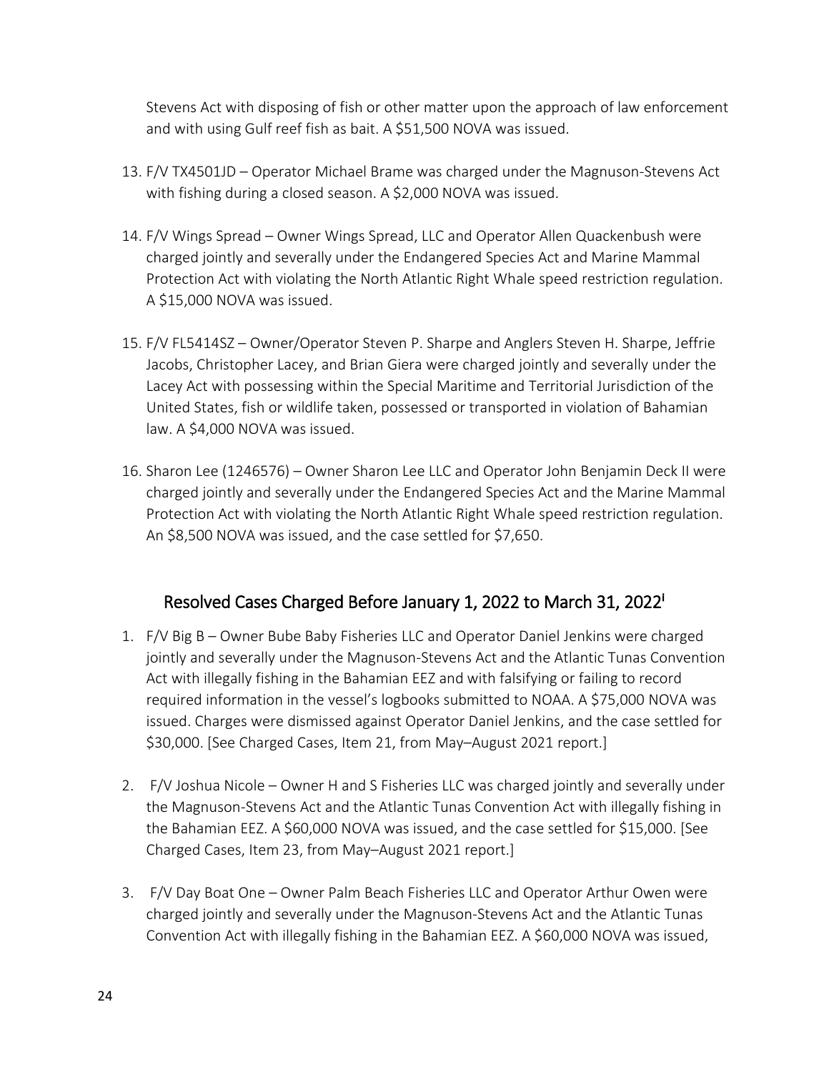Stevens Act with disposing of fish or other matter upon the approach of law enforcement and with using Gulf reef fish as bait. A $51,500 NOVA was issued.

13. F/V TX4501JD – Operator Michael Brame was charged under the Magnuson-Stevens Act with fishing during a closed season. A $2,000 NOVA was issued.

14. F/V Wings Spread – Owner Wings Spread, LLC and Operator Allen Quackenbush were charged jointly and severally under the Endangered Species Act and Marine Mammal Protection Act with violating the North Atlantic Right Whale speed restriction regulation. A $15,000 NOVA was issued.

15. F/V FL5414SZ – Owner/Operator Steven P. Sharpe and Anglers Steven H. Sharpe, Jeffrie Jacobs, Christopher Lacey, and Brian Giera were charged jointly and severally under the Lacey Act with possessing within the Special Maritime and Territorial Jurisdiction of the United States, fish or wildlife taken, possessed or transported in violation of Bahamian law. A $4,000 NOVA was issued.

16. Sharon Lee (1246576) – Owner Sharon Lee LLC and Operator John Benjamin Deck II were charged jointly and severally under the Endangered Species Act and the Marine Mammal Protection Act with violating the North Atlantic Right Whale speed restriction regulation. An $8,500 NOVA was issued, and the case settled for $7,650.

## Resolved Cases Charged Before January 1, 2022 to March 31, 2022[i]

1. F/V Big B – Owner Bube Baby Fisheries LLC and Operator Daniel Jenkins were charged jointly and severally under the Magnuson-Stevens Act and the Atlantic Tunas Convention Act with illegally fishing in the Bahamian EEZ and with falsifying or failing to record required information in the vessel's logbooks submitted to NOAA. A $75,000 NOVA was issued. Charges were dismissed against Operator Daniel Jenkins, and the case settled for $30,000. [See Charged Cases, Item 21, from May–August 2021 report.]

2. F/V Joshua Nicole – Owner H and S Fisheries LLC was charged jointly and severally under the Magnuson-Stevens Act and the Atlantic Tunas Convention Act with illegally fishing in the Bahamian EEZ. A $60,000 NOVA was issued, and the case settled for $15,000. [See Charged Cases, Item 23, from May–August 2021 report.]

3. F/V Day Boat One – Owner Palm Beach Fisheries LLC and Operator Arthur Owen were charged jointly and severally under the Magnuson-Stevens Act and the Atlantic Tunas Convention Act with illegally fishing in the Bahamian EEZ. A $60,000 NOVA was issued,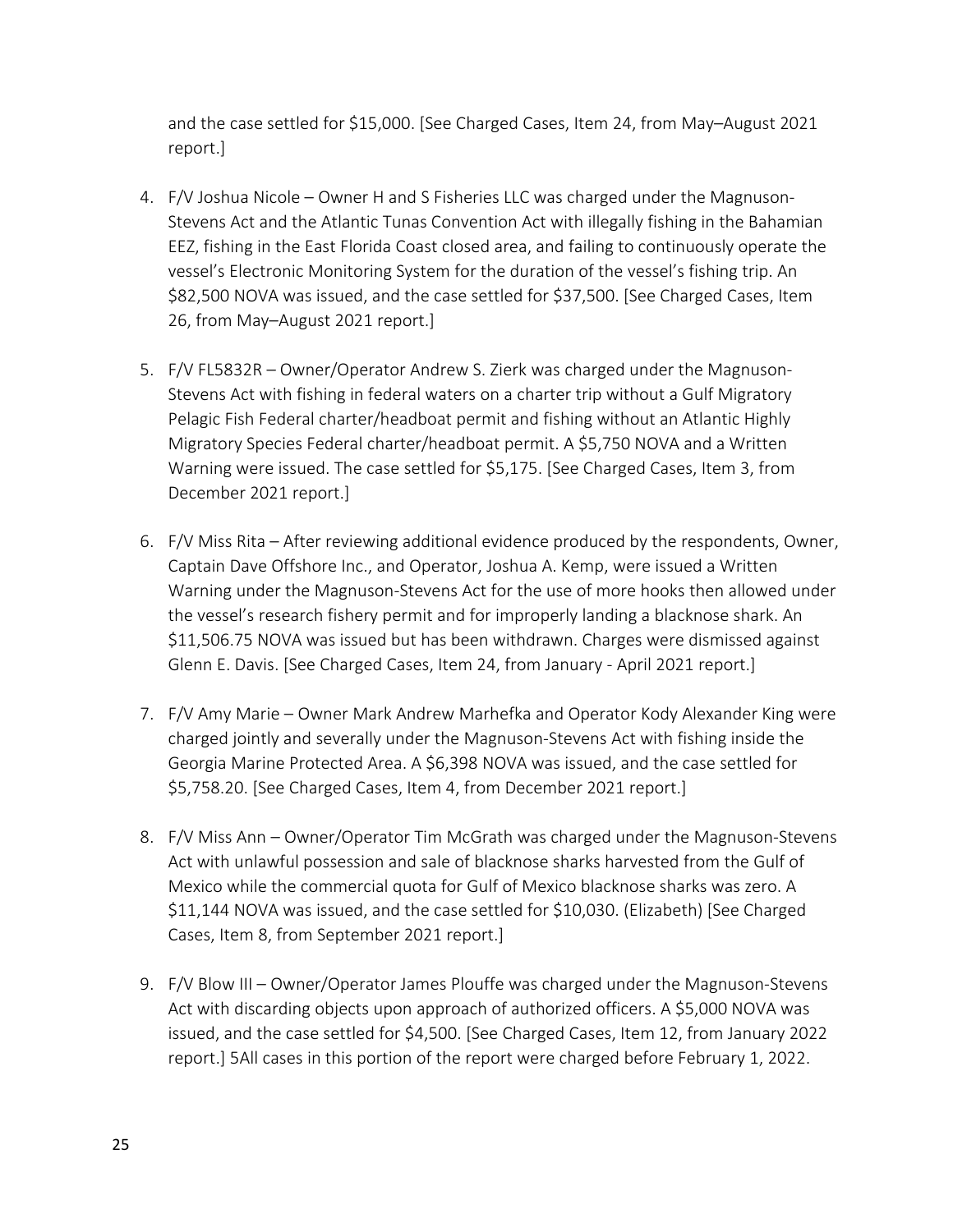and the case settled for $15,000. [See Charged Cases, Item 24, from May–August 2021 report.]

4. F/V Joshua Nicole – Owner H and S Fisheries LLC was charged under the Magnuson-Stevens Act and the Atlantic Tunas Convention Act with illegally fishing in the Bahamian EEZ, fishing in the East Florida Coast closed area, and failing to continuously operate the vessel's Electronic Monitoring System for the duration of the vessel's fishing trip. An $82,500 NOVA was issued, and the case settled for $37,500. [See Charged Cases, Item 26, from May–August 2021 report.]

5. F/V FL5832R – Owner/Operator Andrew S. Zierk was charged under the Magnuson-Stevens Act with fishing in federal waters on a charter trip without a Gulf Migratory Pelagic Fish Federal charter/headboat permit and fishing without an Atlantic Highly Migratory Species Federal charter/headboat permit. A $5,750 NOVA and a Written Warning were issued. The case settled for $5,175. [See Charged Cases, Item 3, from December 2021 report.]

6. F/V Miss Rita – After reviewing additional evidence produced by the respondents, Owner, Captain Dave Offshore Inc., and Operator, Joshua A. Kemp, were issued a Written Warning under the Magnuson-Stevens Act for the use of more hooks then allowed under the vessel's research fishery permit and for improperly landing a blacknose shark. An $11,506.75 NOVA was issued but has been withdrawn. Charges were dismissed against Glenn E. Davis. [See Charged Cases, Item 24, from January - April 2021 report.]

7. F/V Amy Marie – Owner Mark Andrew Marhefka and Operator Kody Alexander King were charged jointly and severally under the Magnuson-Stevens Act with fishing inside the Georgia Marine Protected Area. A $6,398 NOVA was issued, and the case settled for $5,758.20. [See Charged Cases, Item 4, from December 2021 report.]

8. F/V Miss Ann – Owner/Operator Tim McGrath was charged under the Magnuson-Stevens Act with unlawful possession and sale of blacknose sharks harvested from the Gulf of Mexico while the commercial quota for Gulf of Mexico blacknose sharks was zero. A $11,144 NOVA was issued, and the case settled for $10,030. (Elizabeth) [See Charged Cases, Item 8, from September 2021 report.]

9. F/V Blow III – Owner/Operator James Plouffe was charged under the Magnuson-Stevens Act with discarding objects upon approach of authorized officers. A $5,000 NOVA was issued, and the case settled for $4,500. [See Charged Cases, Item 12, from January 2022 report.] 5All cases in this portion of the report were charged before February 1, 2022.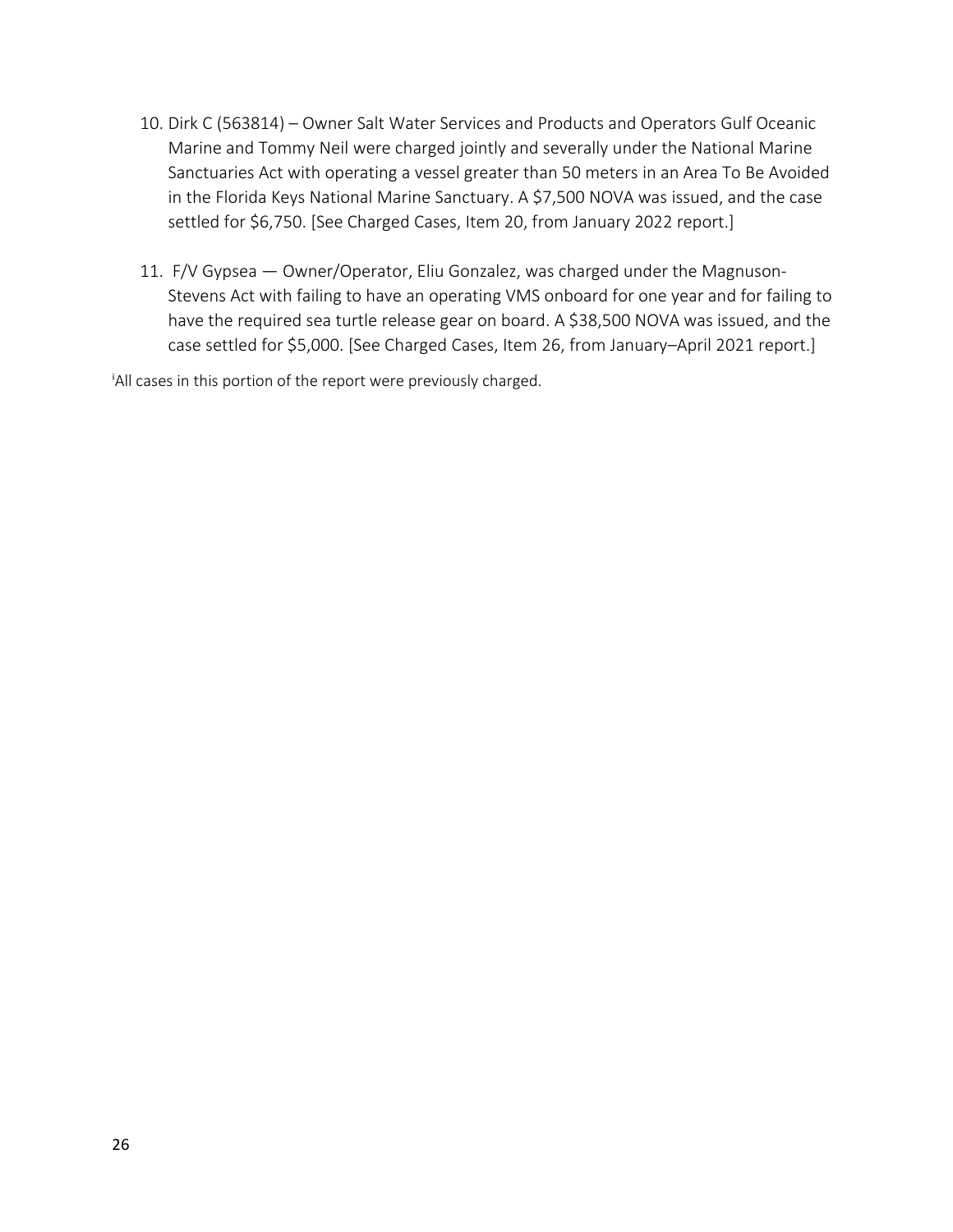10. Dirk C (563814) – Owner Salt Water Services and Products and Operators Gulf Oceanic Marine and Tommy Neil were charged jointly and severally under the National Marine Sanctuaries Act with operating a vessel greater than 50 meters in an Area To Be Avoided in the Florida Keys National Marine Sanctuary. A $7,500 NOVA was issued, and the case settled for $6,750. [See Charged Cases, Item 20, from January 2022 report.]

11. F/V Gypsea — Owner/Operator, Eliu Gonzalez, was charged under the Magnuson-Stevens Act with failing to have an operating VMS onboard for one year and for failing to have the required sea turtle release gear on board. A $38,500 NOVA was issued, and the case settled for $5,000. [See Charged Cases, Item 26, from January–April 2021 report.]

[i] All cases in this portion of the report were previously charged.